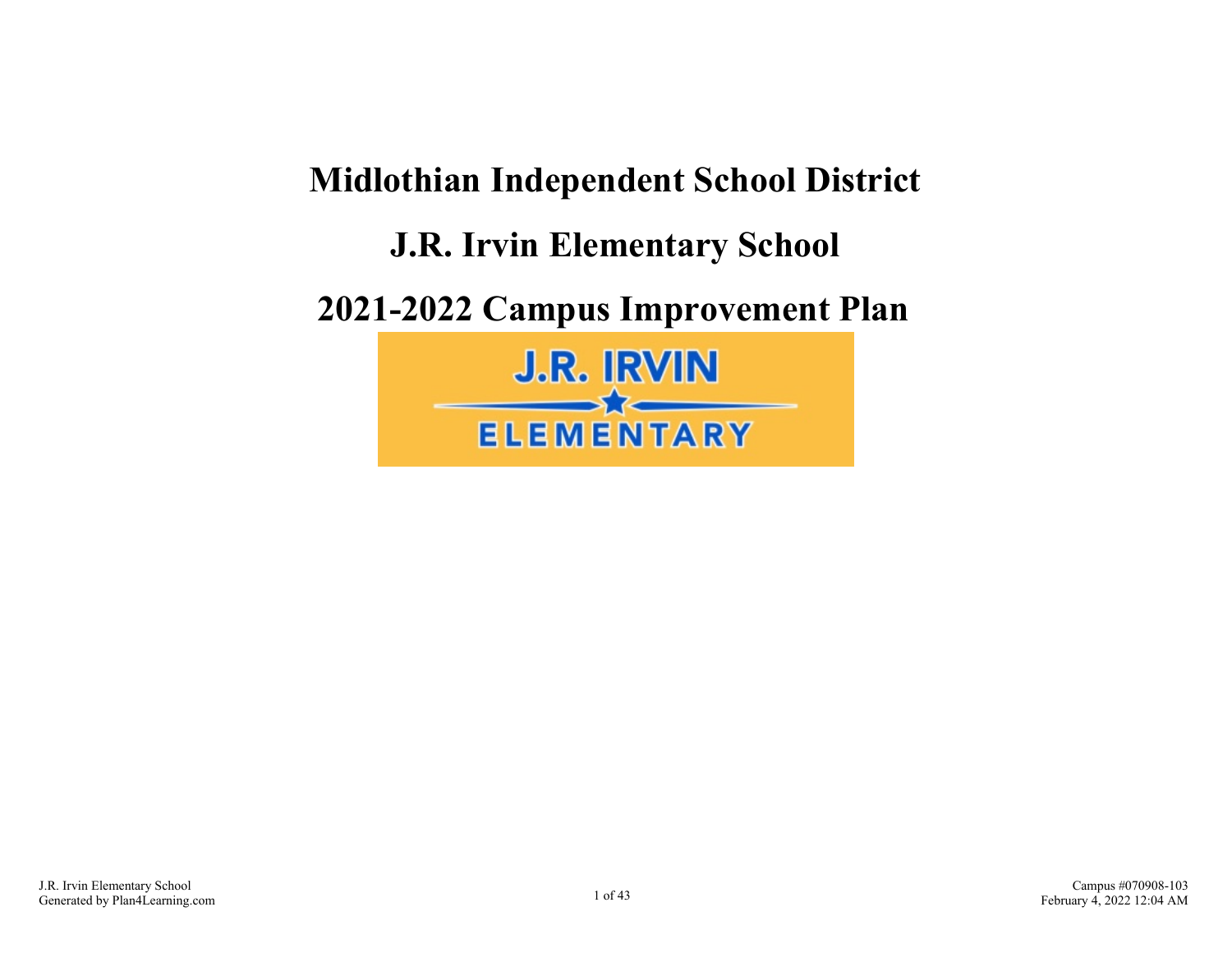# Midlothian Independent School District

# J.R. Irvin Elementary School

# 2021-2022 Campus Improvement Plan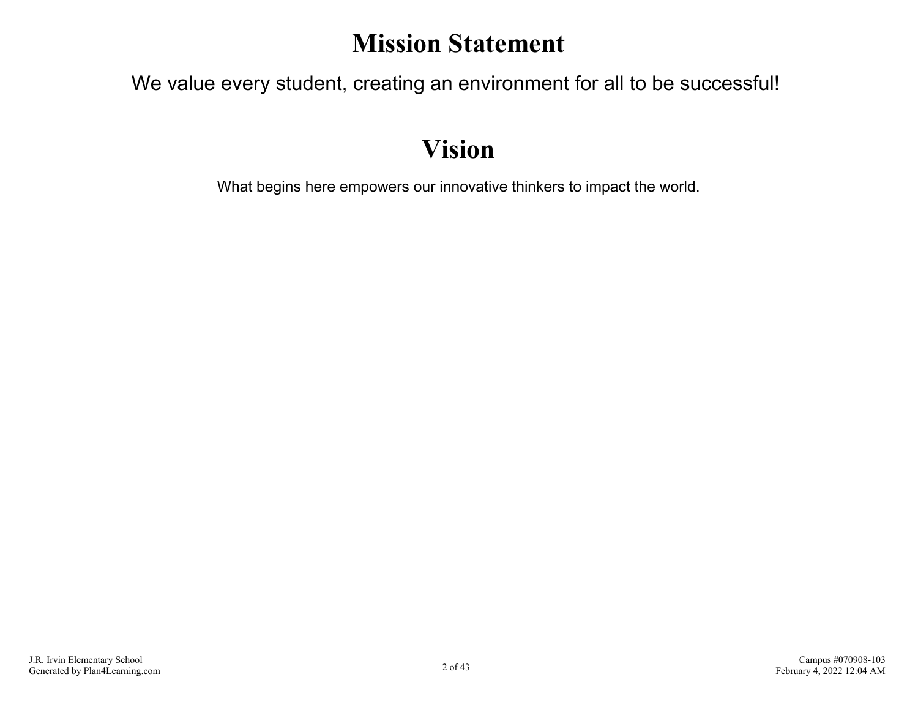# Mission Statement

We value every student, creating an environment for all to be successful!

# Vision

What begins here empowers our innovative thinkers to impact the world.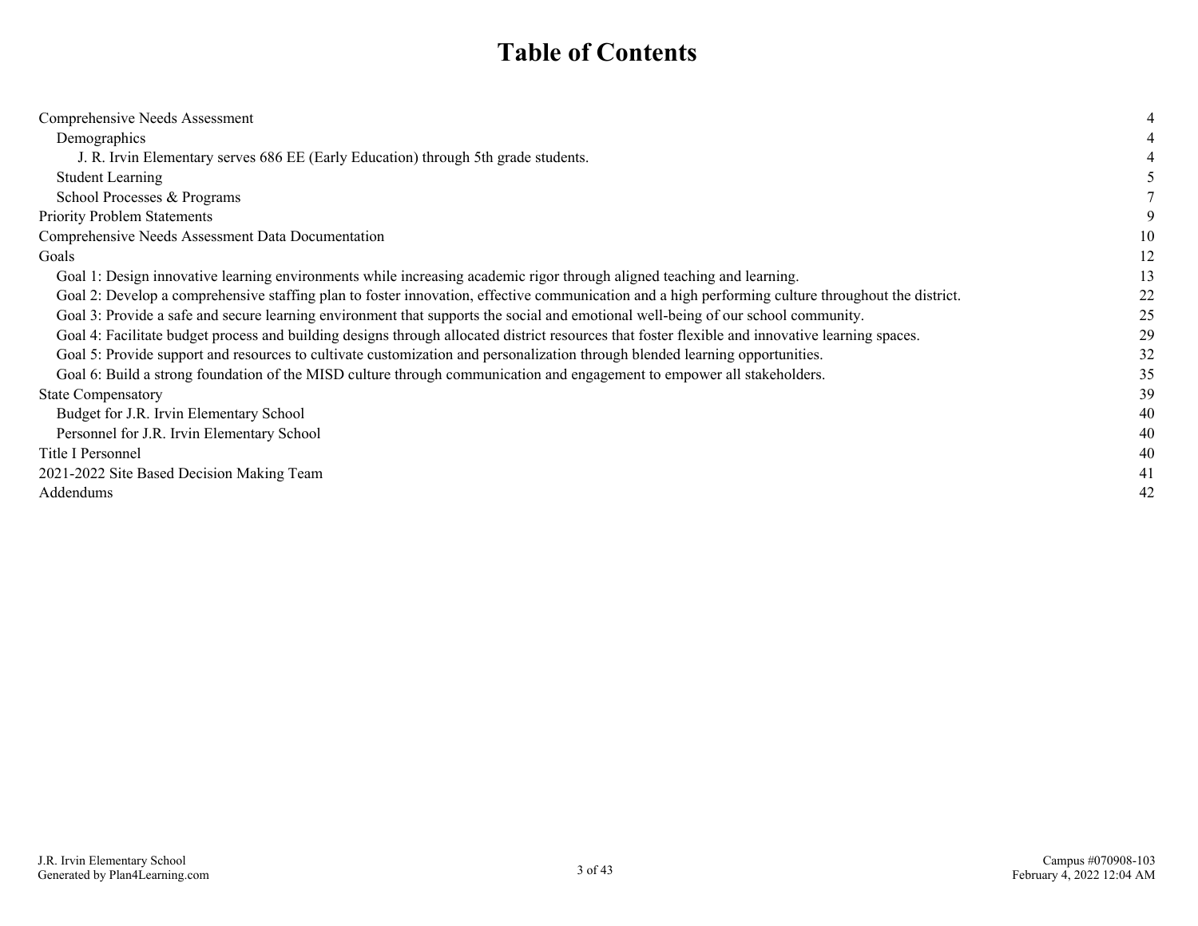# Table of Contents

| | |
|---|---|
| Comprehensive Needs Assessment | 4 |
| &nbsp;&nbsp;&nbsp;&nbsp;Demographics | 4 |
| &nbsp;&nbsp;&nbsp;&nbsp;&nbsp;&nbsp;&nbsp;&nbsp;J. R. Irvin Elementary serves 686 EE (Early Education) through 5th grade students. | 4 |
| &nbsp;&nbsp;&nbsp;&nbsp;Student Learning | 5 |
| &nbsp;&nbsp;&nbsp;&nbsp;School Processes & Programs | 7 |
| Priority Problem Statements | 9 |
| Comprehensive Needs Assessment Data Documentation | 10 |
| Goals | 12 |
| &nbsp;&nbsp;&nbsp;&nbsp;Goal 1: Design innovative learning environments while increasing academic rigor through aligned teaching and learning. | 13 |
| &nbsp;&nbsp;&nbsp;&nbsp;Goal 2: Develop a comprehensive staffing plan to foster innovation, effective communication and a high performing culture throughout the district. | 22 |
| &nbsp;&nbsp;&nbsp;&nbsp;Goal 3: Provide a safe and secure learning environment that supports the social and emotional well-being of our school community. | 25 |
| &nbsp;&nbsp;&nbsp;&nbsp;Goal 4: Facilitate budget process and building designs through allocated district resources that foster flexible and innovative learning spaces. | 29 |
| &nbsp;&nbsp;&nbsp;&nbsp;Goal 5: Provide support and resources to cultivate customization and personalization through blended learning opportunities. | 32 |
| &nbsp;&nbsp;&nbsp;&nbsp;Goal 6: Build a strong foundation of the MISD culture through communication and engagement to empower all stakeholders. | 35 |
| State Compensatory | 39 |
| &nbsp;&nbsp;&nbsp;&nbsp;Budget for J.R. Irvin Elementary School | 40 |
| &nbsp;&nbsp;&nbsp;&nbsp;Personnel for J.R. Irvin Elementary School | 40 |
| Title I Personnel | 40 |
| 2021-2022 Site Based Decision Making Team | 41 |
| Addendums | 42 |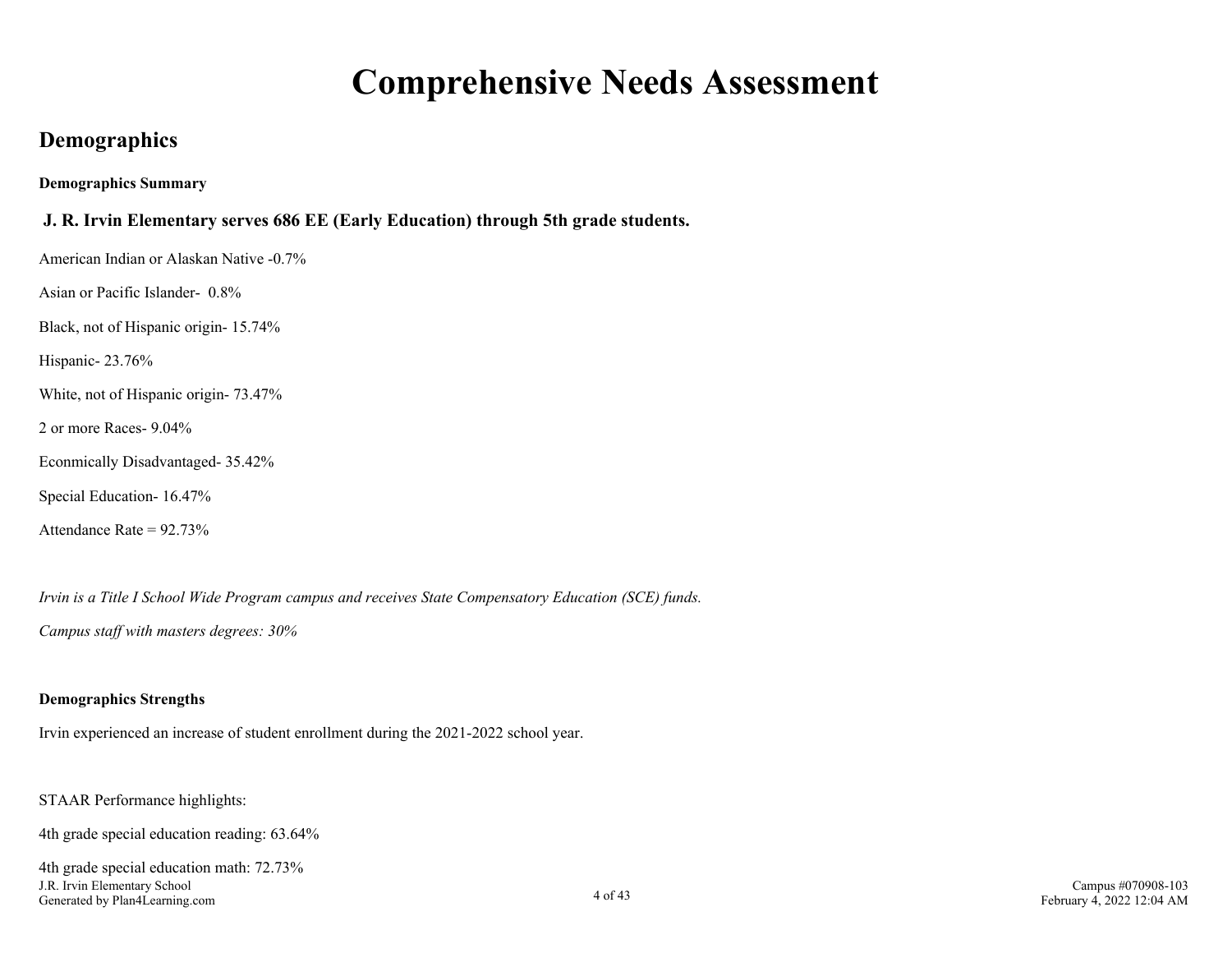# Comprehensive Needs Assessment

## Demographics

**Demographics Summary**

### J. R. Irvin Elementary serves 686 EE (Early Education) through 5th grade students.

American Indian or Alaskan Native -0.7%

Asian or Pacific Islander- 0.8%

Black, not of Hispanic origin- 15.74%

Hispanic- 23.76%

White, not of Hispanic origin- 73.47%

2 or more Races- 9.04%

Econmically Disadvantaged- 35.42%

Special Education- 16.47%

Attendance Rate = 92.73%

*Irvin is a Title I School Wide Program campus and receives State Compensatory Education (SCE) funds.*

*Campus staff with masters degrees: 30%*

**Demographics Strengths**

Irvin experienced an increase of student enrollment during the 2021-2022 school year.

STAAR Performance highlights:

4th grade special education reading: 63.64%

4th grade special education math: 72.73%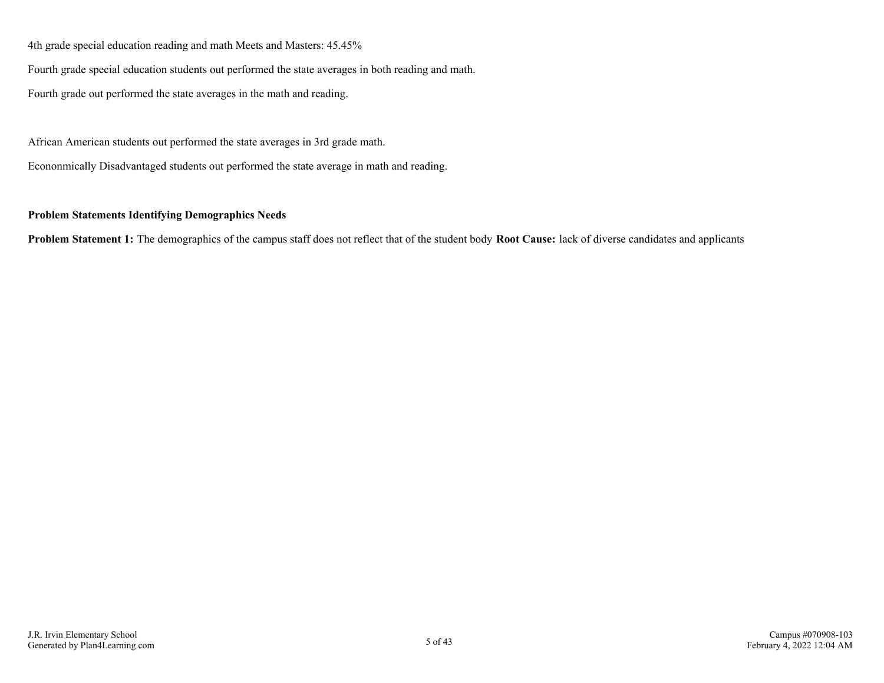4th grade special education reading and math Meets and Masters: 45.45%

Fourth grade special education students out performed the state averages in both reading and math.

Fourth grade out performed the state averages in the math and reading.

African American students out performed the state averages in 3rd grade math.

Econonmically Disadvantaged students out performed the state average in math and reading.

**Problem Statements Identifying Demographics Needs**

**Problem Statement 1:** The demographics of the campus staff does not reflect that of the student body **Root Cause:** lack of diverse candidates and applicants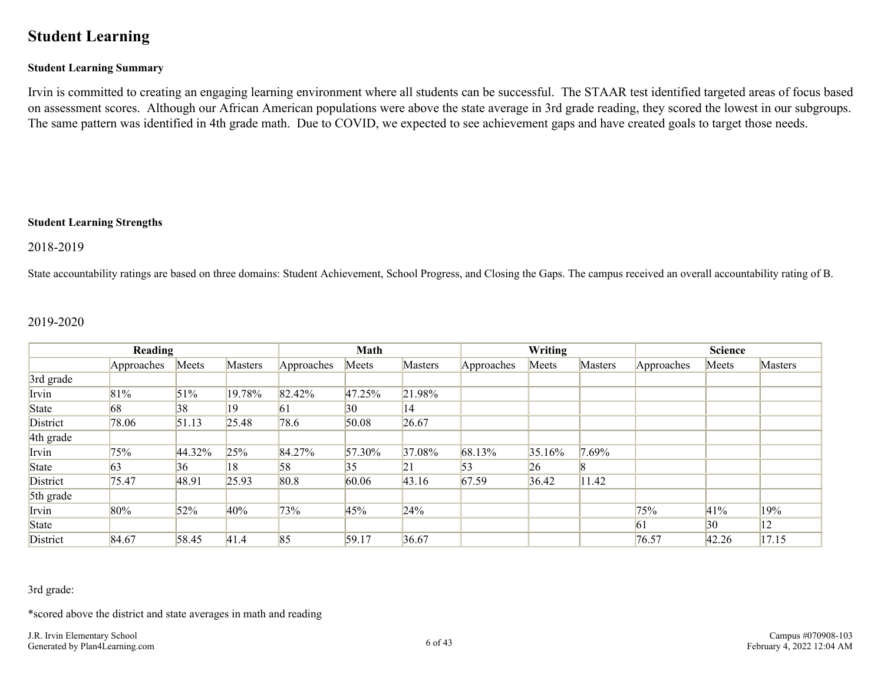# Student Learning

**Student Learning Summary**

Irvin is committed to creating an engaging learning environment where all students can be successful. The STAAR test identified targeted areas of focus based on assessment scores. Although our African American populations were above the state average in 3rd grade reading, they scored the lowest in our subgroups. The same pattern was identified in 4th grade math. Due to COVID, we expected to see achievement gaps and have created goals to target those needs.

**Student Learning Strengths**

2018-2019

State accountability ratings are based on three domains: Student Achievement, School Progress, and Closing the Gaps. The campus received an overall accountability rating of B.

2019-2020

| | Reading | | | Math | | | Writing | | | Science | | |
|---|---|---|---|---|---|---|---|---|---|---|---|---|
| | Approaches | Meets | Masters | Approaches | Meets | Masters | Approaches | Meets | Masters | Approaches | Meets | Masters |
| 3rd grade | | | | | | | | | | | | |
| Irvin | 81% | 51% | 19.78% | 82.42% | 47.25% | 21.98% | | | | | | |
| State | 68 | 38 | 19 | 61 | 30 | 14 | | | | | | |
| District | 78.06 | 51.13 | 25.48 | 78.6 | 50.08 | 26.67 | | | | | | |
| 4th grade | | | | | | | | | | | | |
| Irvin | 75% | 44.32% | 25% | 84.27% | 57.30% | 37.08% | 68.13% | 35.16% | 7.69% | | | |
| State | 63 | 36 | 18 | 58 | 35 | 21 | 53 | 26 | 8 | | | |
| District | 75.47 | 48.91 | 25.93 | 80.8 | 60.06 | 43.16 | 67.59 | 36.42 | 11.42 | | | |
| 5th grade | | | | | | | | | | | | |
| Irvin | 80% | 52% | 40% | 73% | 45% | 24% | | | | 75% | 41% | 19% |
| State | | | | | | | | | | 61 | 30 | 12 |
| District | 84.67 | 58.45 | 41.4 | 85 | 59.17 | 36.67 | | | | 76.57 | 42.26 | 17.15 |

3rd grade:

*scored above the district and state averages in math and reading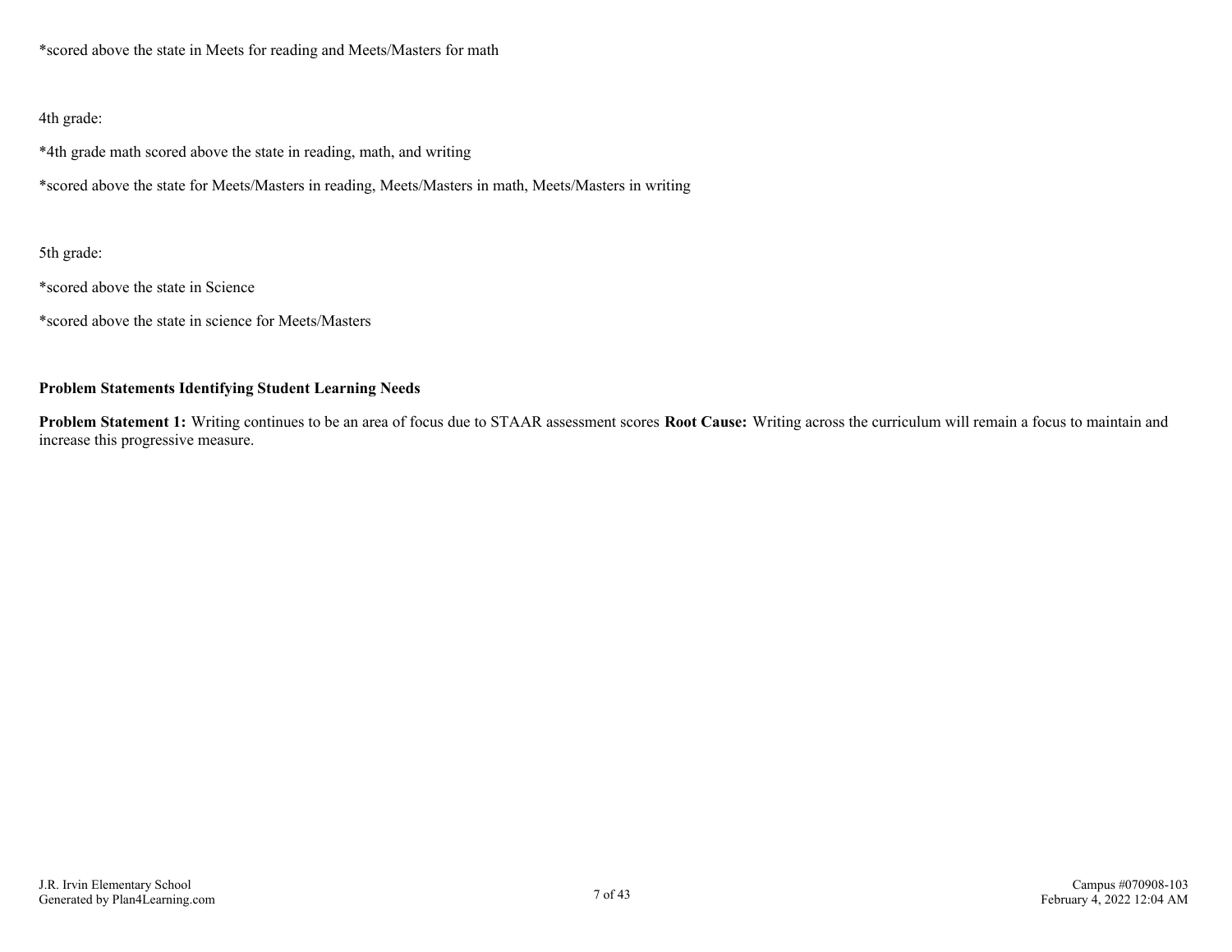*scored above the state in Meets for reading and Meets/Masters for math

4th grade:

*4th grade math scored above the state in reading, math, and writing

*scored above the state for Meets/Masters in reading, Meets/Masters in math, Meets/Masters in writing

5th grade:

*scored above the state in Science

*scored above the state in science for Meets/Masters

**Problem Statements Identifying Student Learning Needs**

**Problem Statement 1:** Writing continues to be an area of focus due to STAAR assessment scores **Root Cause:** Writing across the curriculum will remain a focus to maintain and increase this progressive measure.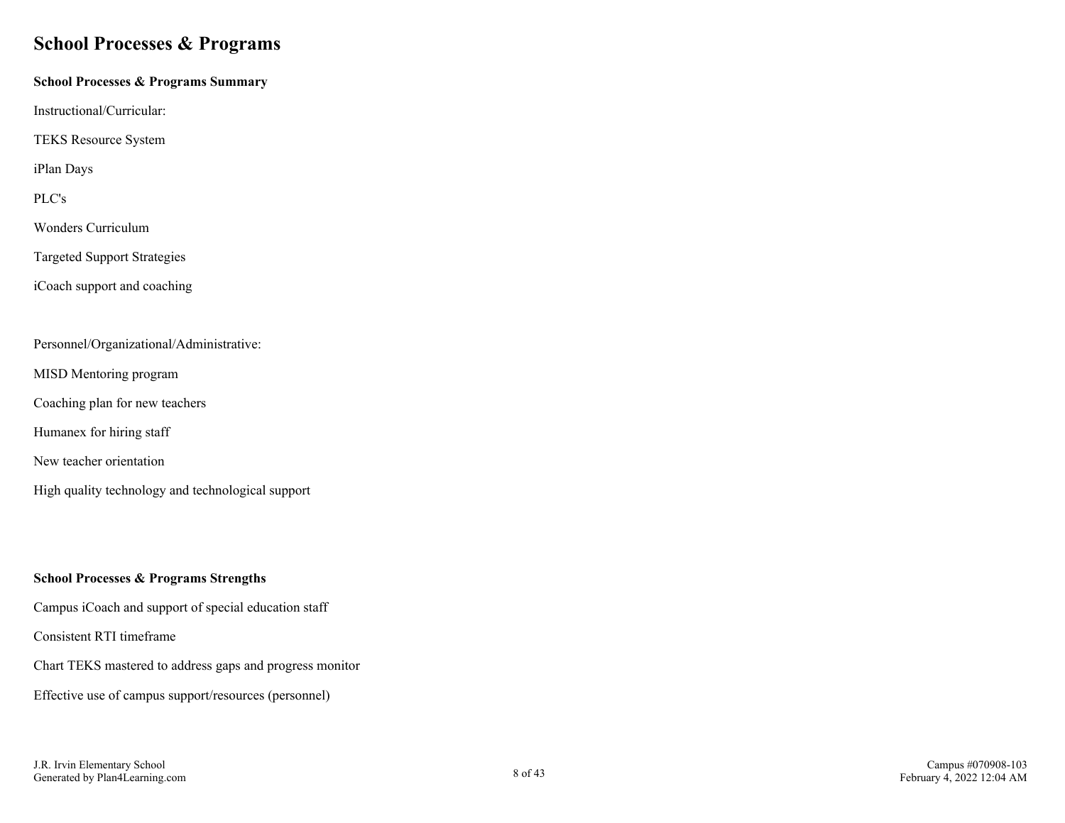# School Processes & Programs

**School Processes & Programs Summary**

Instructional/Curricular:

TEKS Resource System

iPlan Days

PLC's

Wonders Curriculum

Targeted Support Strategies

iCoach support and coaching

Personnel/Organizational/Administrative:

MISD Mentoring program

Coaching plan for new teachers

Humanex for hiring staff

New teacher orientation

High quality technology and technological support

**School Processes & Programs Strengths**

Campus iCoach and support of special education staff

Consistent RTI timeframe

Chart TEKS mastered to address gaps and progress monitor

Effective use of campus support/resources (personnel)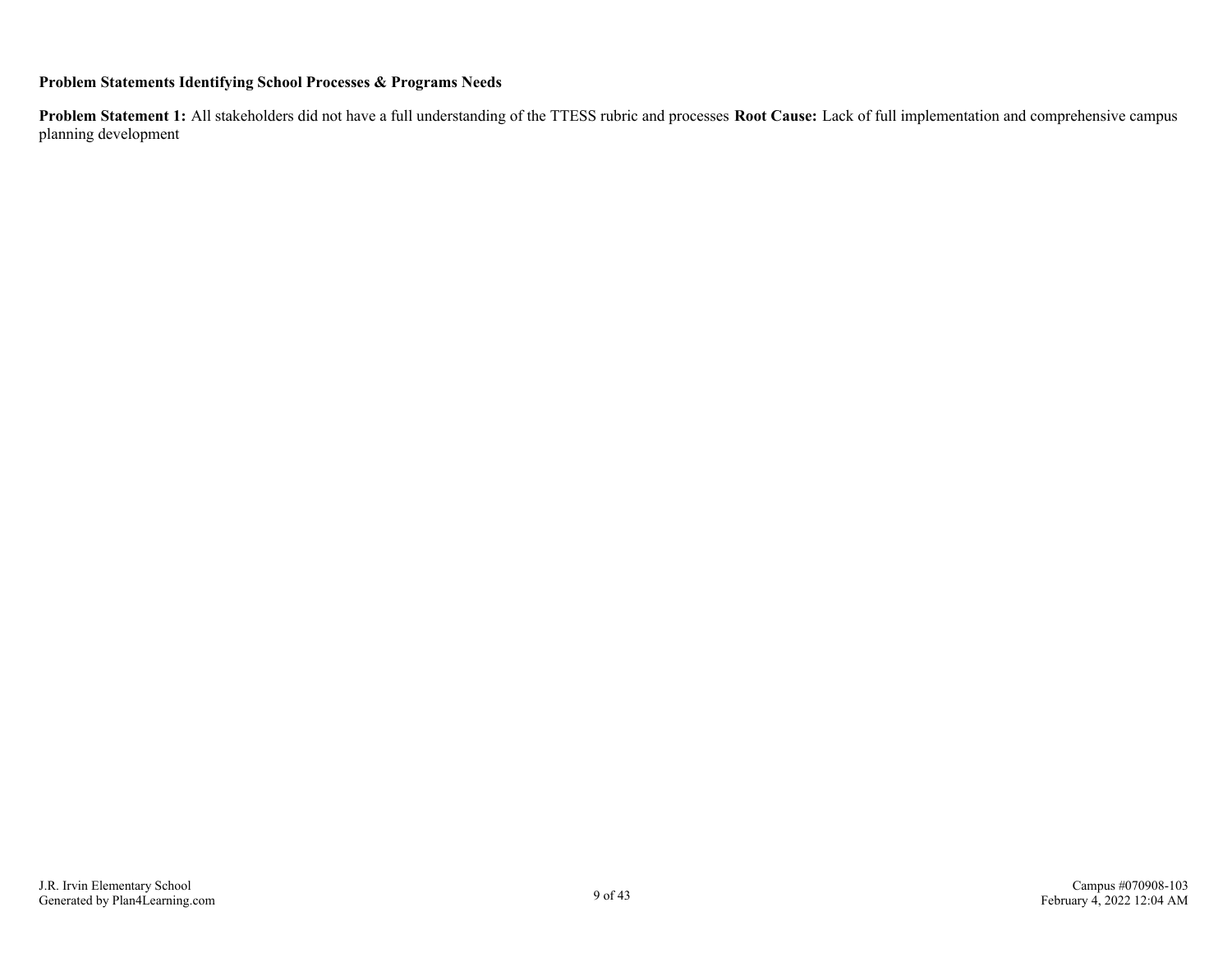**Problem Statements Identifying School Processes & Programs Needs**

**Problem Statement 1:** All stakeholders did not have a full understanding of the TTESS rubric and processes **Root Cause:** Lack of full implementation and comprehensive campus planning development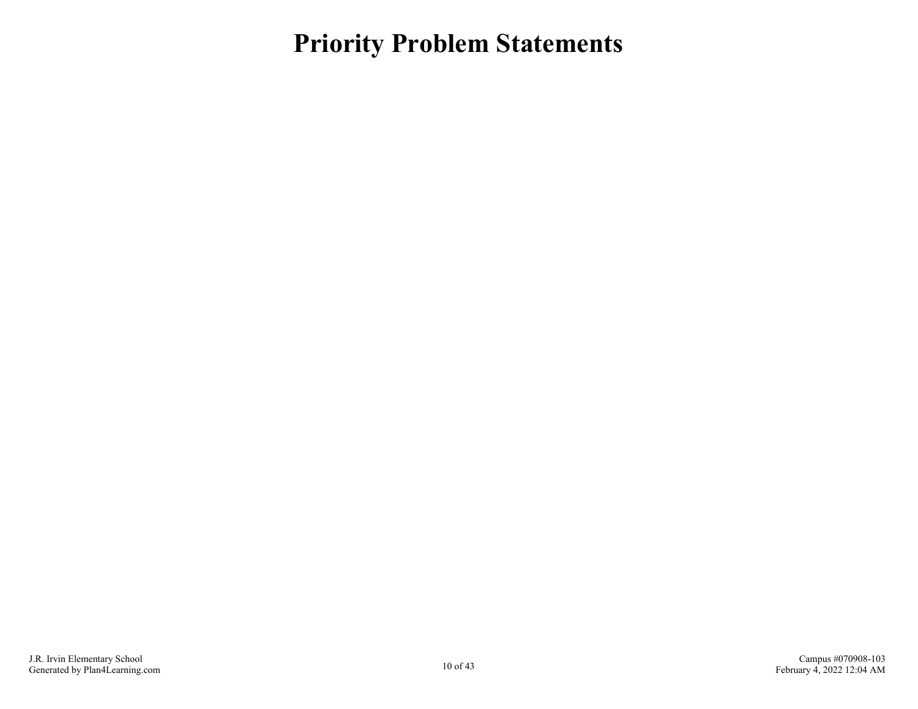# Priority Problem Statements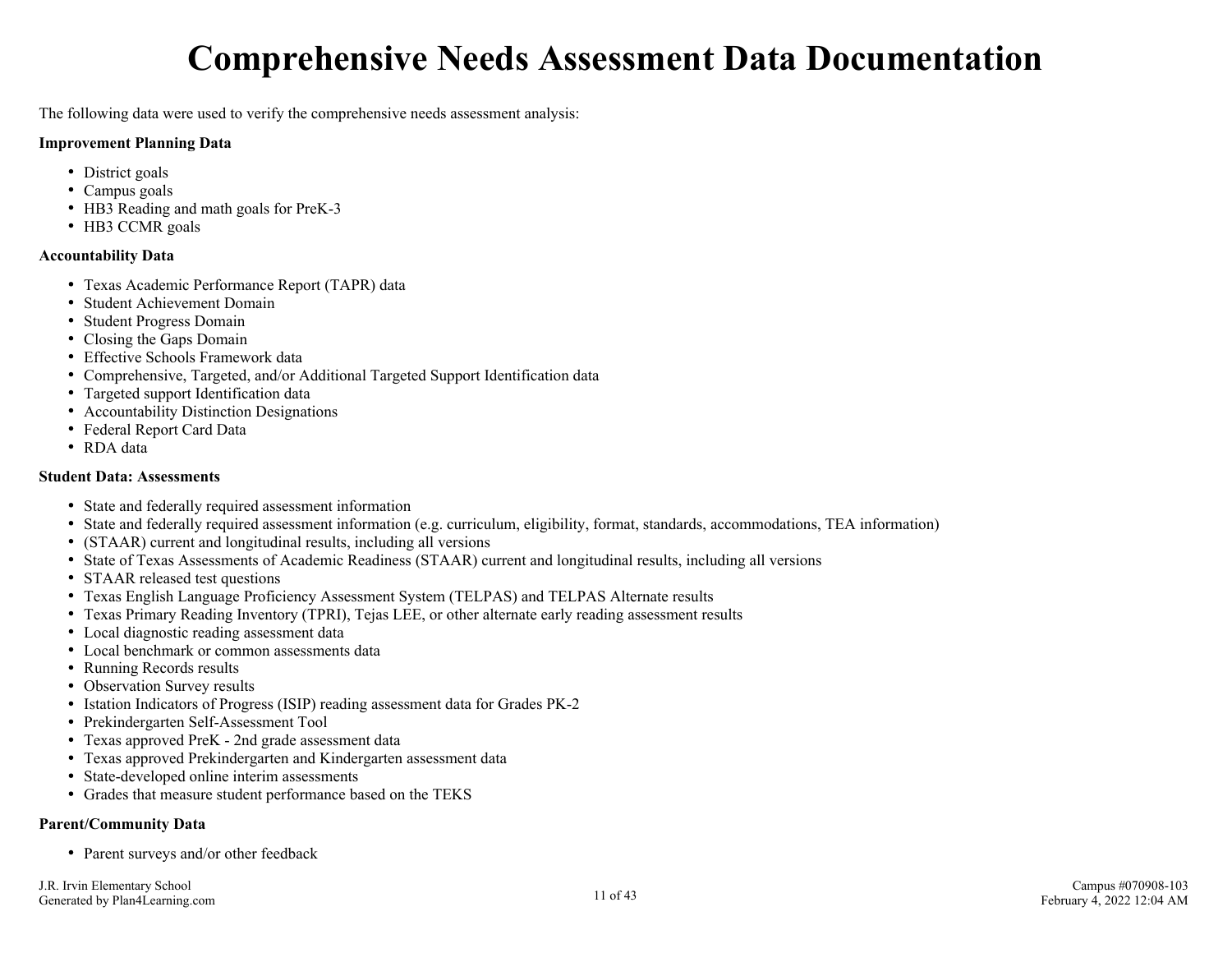# Comprehensive Needs Assessment Data Documentation

The following data were used to verify the comprehensive needs assessment analysis:

**Improvement Planning Data**

- District goals
- Campus goals
- HB3 Reading and math goals for PreK-3
- HB3 CCMR goals

**Accountability Data**

- Texas Academic Performance Report (TAPR) data
- Student Achievement Domain
- Student Progress Domain
- Closing the Gaps Domain
- Effective Schools Framework data
- Comprehensive, Targeted, and/or Additional Targeted Support Identification data
- Targeted support Identification data
- Accountability Distinction Designations
- Federal Report Card Data
- RDA data

**Student Data: Assessments**

- State and federally required assessment information
- State and federally required assessment information (e.g. curriculum, eligibility, format, standards, accommodations, TEA information)
- (STAAR) current and longitudinal results, including all versions
- State of Texas Assessments of Academic Readiness (STAAR) current and longitudinal results, including all versions
- STAAR released test questions
- Texas English Language Proficiency Assessment System (TELPAS) and TELPAS Alternate results
- Texas Primary Reading Inventory (TPRI), Tejas LEE, or other alternate early reading assessment results
- Local diagnostic reading assessment data
- Local benchmark or common assessments data
- Running Records results
- Observation Survey results
- Istation Indicators of Progress (ISIP) reading assessment data for Grades PK-2
- Prekindergarten Self-Assessment Tool
- Texas approved PreK - 2nd grade assessment data
- Texas approved Prekindergarten and Kindergarten assessment data
- State-developed online interim assessments
- Grades that measure student performance based on the TEKS

**Parent/Community Data**

- Parent surveys and/or other feedback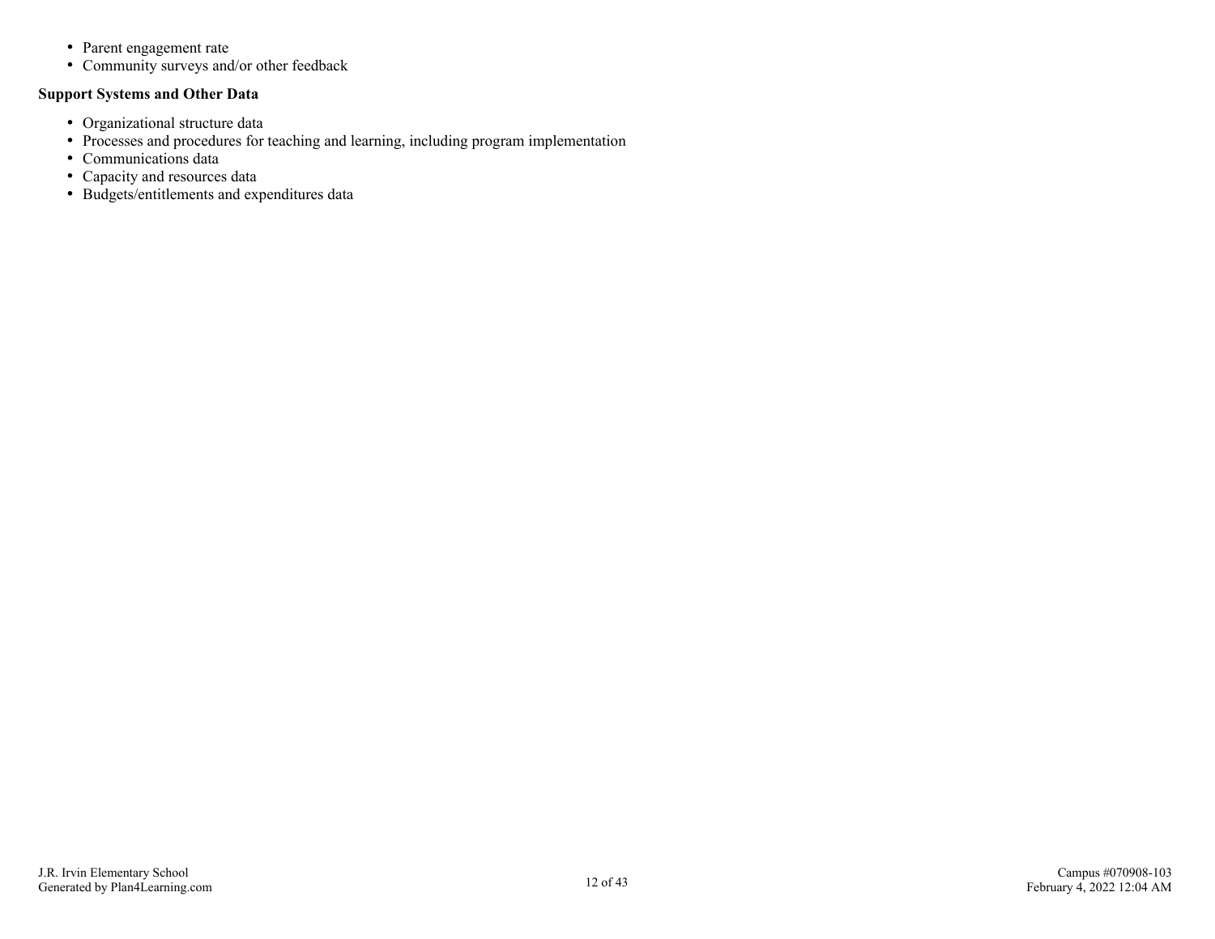- Parent engagement rate
- Community surveys and/or other feedback

**Support Systems and Other Data**

- Organizational structure data
- Processes and procedures for teaching and learning, including program implementation
- Communications data
- Capacity and resources data
- Budgets/entitlements and expenditures data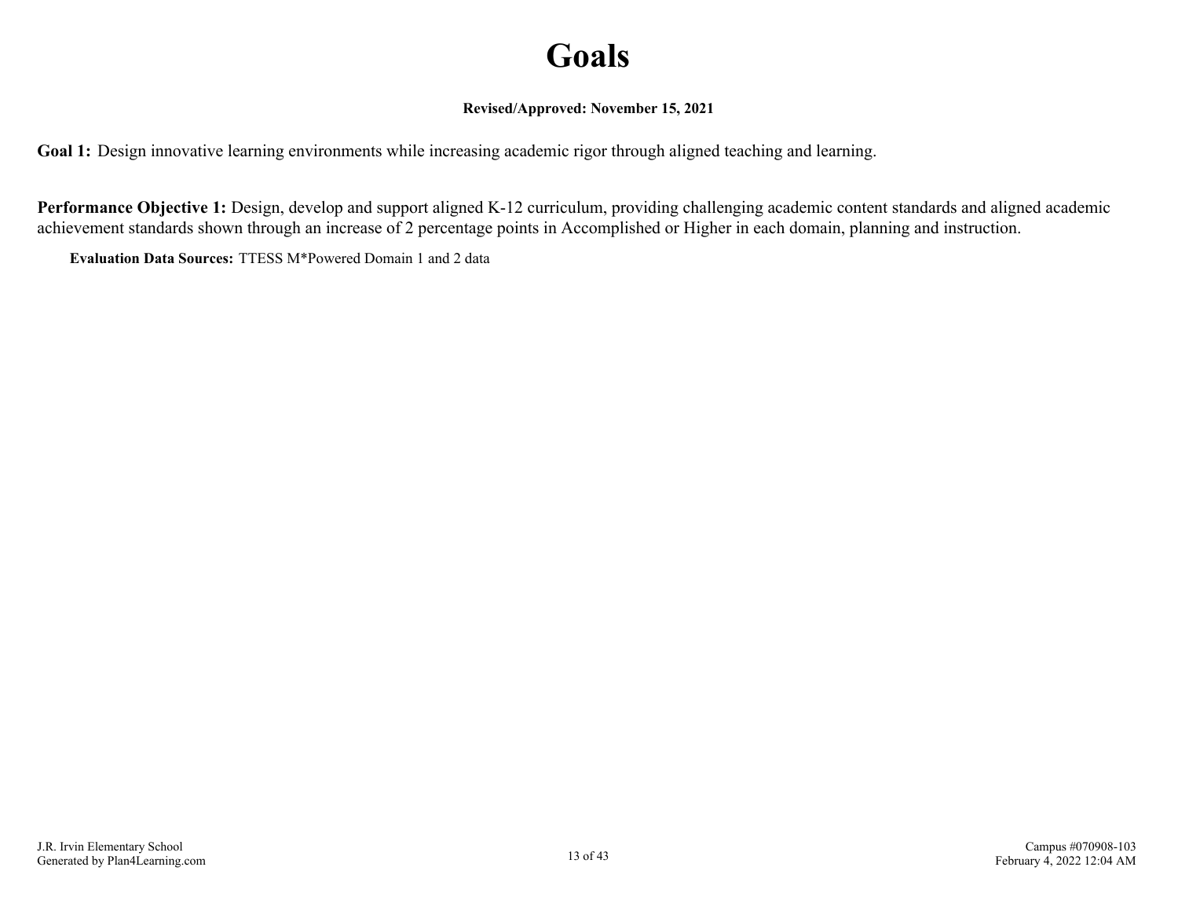# Goals

**Revised/Approved: November 15, 2021**

**Goal 1:** Design innovative learning environments while increasing academic rigor through aligned teaching and learning.

**Performance Objective 1:** Design, develop and support aligned K-12 curriculum, providing challenging academic content standards and aligned academic achievement standards shown through an increase of 2 percentage points in Accomplished or Higher in each domain, planning and instruction.

**Evaluation Data Sources:** TTESS M*Powered Domain 1 and 2 data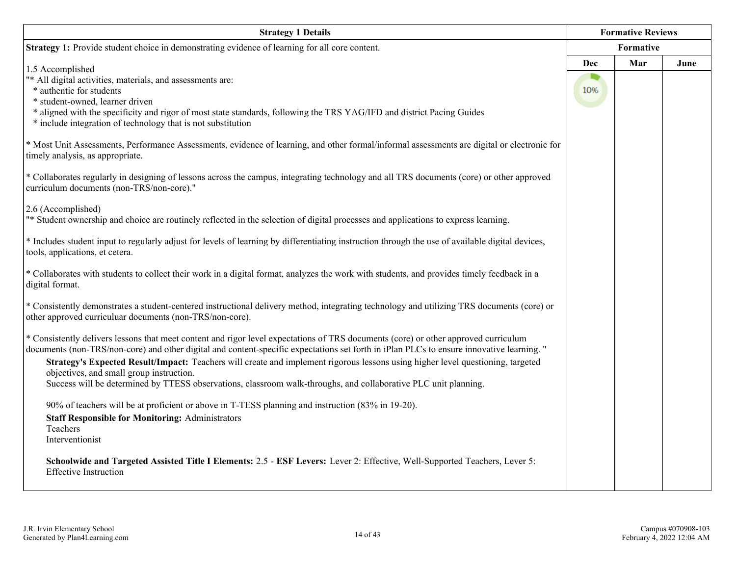| Strategy 1 Details | Formative Reviews | | |
|---|---|---|---|
| | Formative | | |
| | Dec | Mar | June |
| **Strategy 1:** Provide student choice in demonstrating evidence of learning for all core content.<br><br>1.5 Accomplished<br>"* All digital activities, materials, and assessments are:<br>* authentic for students<br>* student-owned, learner driven<br>* aligned with the specificity and rigor of most state standards, following the TRS YAG/IFD and district Pacing Guides<br>* include integration of technology that is not substitution<br><br>* Most Unit Assessments, Performance Assessments, evidence of learning, and other formal/informal assessments are digital or electronic for timely analysis, as appropriate.<br><br>* Collaborates regularly in designing of lessons across the campus, integrating technology and all TRS documents (core) or other approved curriculum documents (non-TRS/non-core)."<br><br>2.6 (Accomplished)<br>"* Student ownership and choice are routinely reflected in the selection of digital processes and applications to express learning.<br><br>* Includes student input to regularly adjust for levels of learning by differentiating instruction through the use of available digital devices, tools, applications, et cetera.<br><br>* Collaborates with students to collect their work in a digital format, analyzes the work with students, and provides timely feedback in a digital format.<br><br>* Consistently demonstrates a student-centered instructional delivery method, integrating technology and utilizing TRS documents (core) or other approved curriculuar documents (non-TRS/non-core).<br><br>* Consistently delivers lessons that meet content and rigor level expectations of TRS documents (core) or other approved curriculum documents (non-TRS/non-core) and other digital and content-specific expectations set forth in iPlan PLCs to ensure innovative learning. "<br>**Strategy's Expected Result/Impact:** Teachers will create and implement rigorous lessons using higher level questioning, targeted objectives, and small group instruction.<br>Success will be determined by TTESS observations, classroom walk-throughs, and collaborative PLC unit planning.<br><br>90% of teachers will be at proficient or above in T-TESS planning and instruction (83% in 19-20).<br>**Staff Responsible for Monitoring:** Administrators<br>Teachers<br>Interventionist<br><br>**Schoolwide and Targeted Assisted Title I Elements:** 2.5 - **ESF Levers:** Lever 2: Effective, Well-Supported Teachers, Lever 5: Effective Instruction | 10% | | |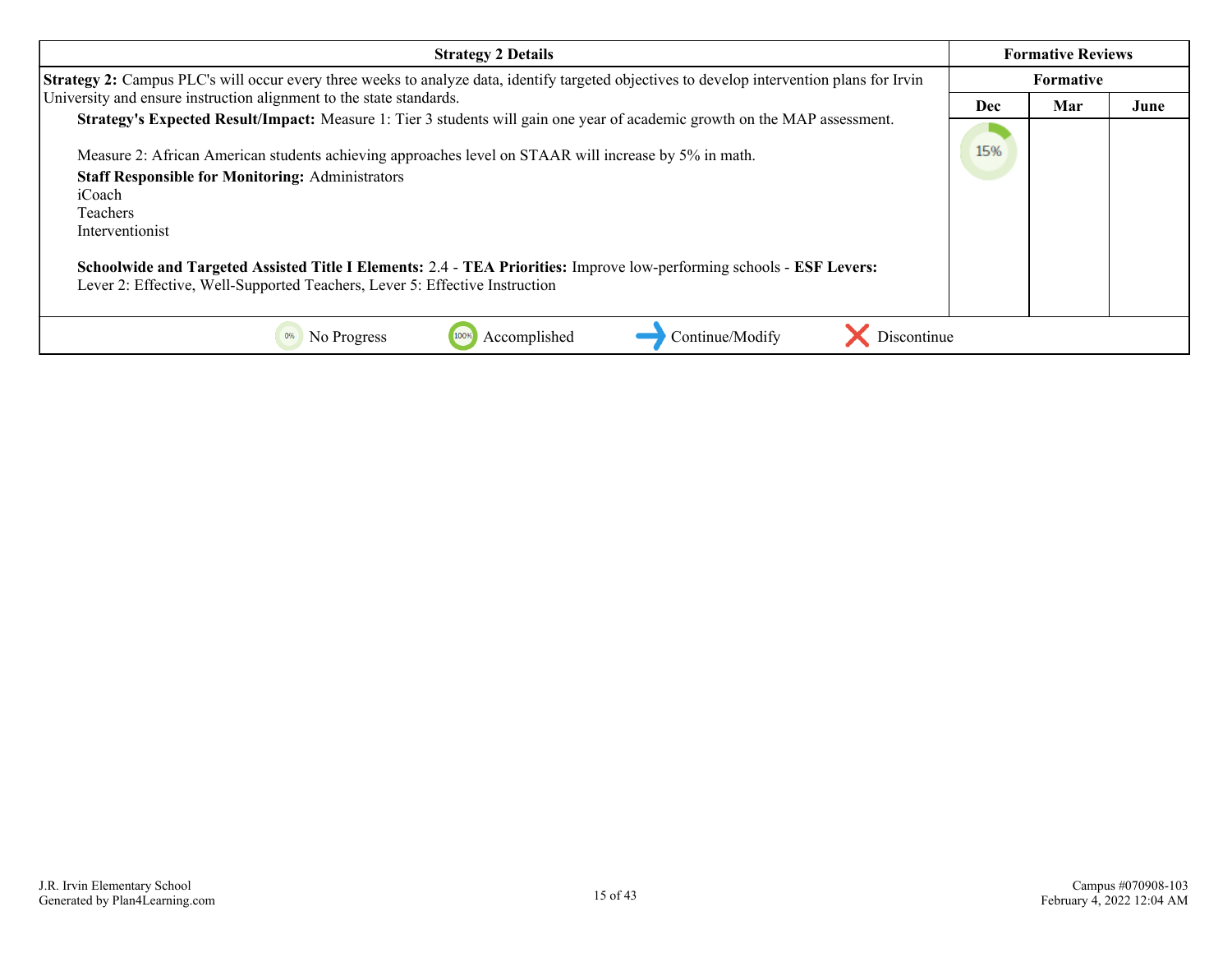| Strategy 2 Details | Formative Reviews | | |
|---|---|---|---|
| | Formative | | |
| | Dec | Mar | June |
| **Strategy 2:** Campus PLC's will occur every three weeks to analyze data, identify targeted objectives to develop intervention plans for Irvin University and ensure instruction alignment to the state standards.<br>**Strategy's Expected Result/Impact:** Measure 1: Tier 3 students will gain one year of academic growth on the MAP assessment.<br><br>Measure 2: African American students achieving approaches level on STAAR will increase by 5% in math.<br>**Staff Responsible for Monitoring:** Administrators<br>iCoach<br>Teachers<br>Interventionist<br><br>**Schoolwide and Targeted Assisted Title I Elements:** 2.4 - **TEA Priorities:** Improve low-performing schools - **ESF Levers:** Lever 2: Effective, Well-Supported Teachers, Lever 5: Effective Instruction | 15% | | |

0% No Progress | 100% Accomplished | Continue/Modify | Discontinue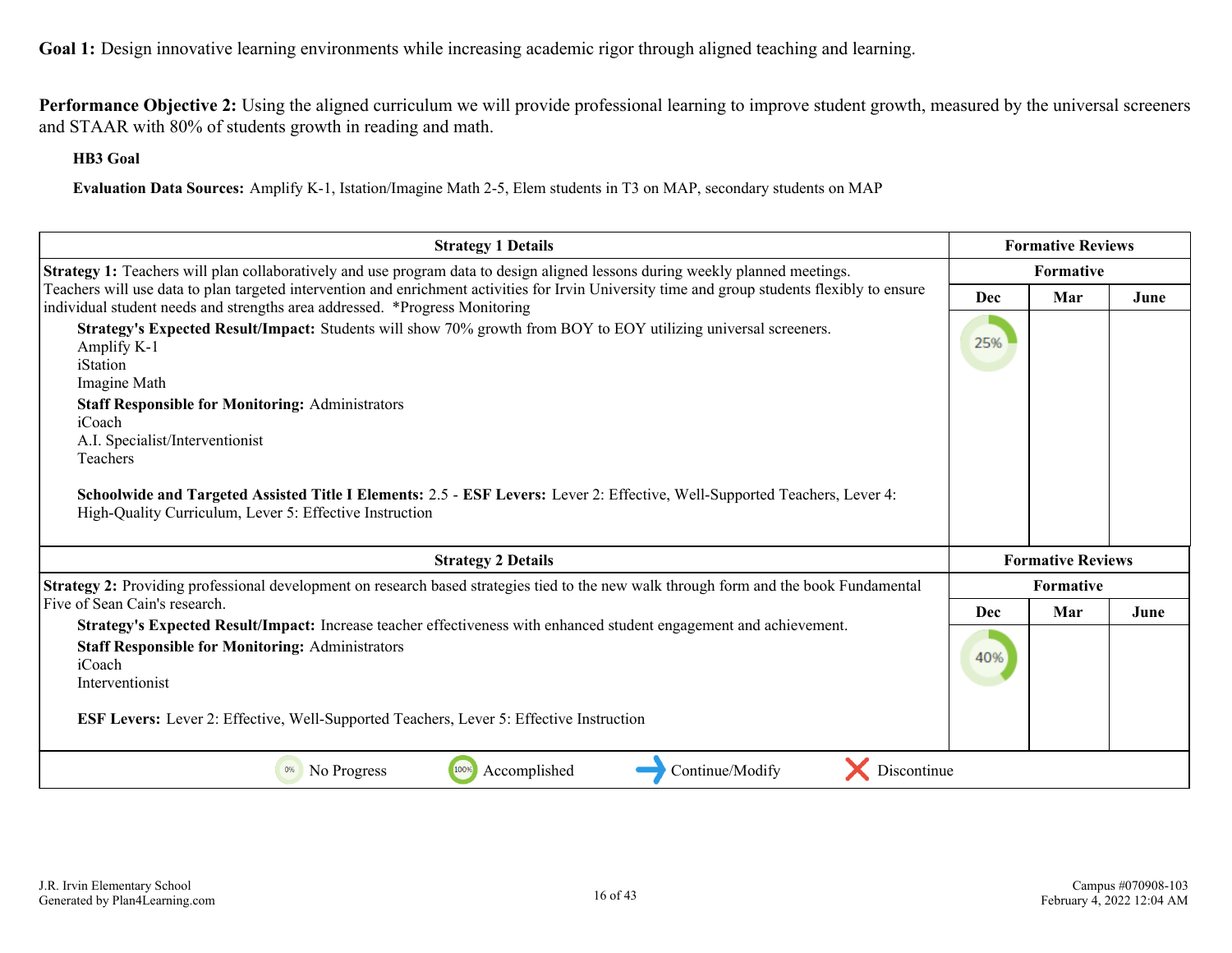**Goal 1:** Design innovative learning environments while increasing academic rigor through aligned teaching and learning.

**Performance Objective 2:** Using the aligned curriculum we will provide professional learning to improve student growth, measured by the universal screeners and STAAR with 80% of students growth in reading and math.

**HB3 Goal**

**Evaluation Data Sources:** Amplify K-1, Istation/Imagine Math 2-5, Elem students in T3 on MAP, secondary students on MAP

| Strategy 1 Details | Formative Reviews | | |
|---|---|---|---|
| | Formative | | |
| | Dec | Mar | June |
| **Strategy 1:** Teachers will plan collaboratively and use program data to design aligned lessons during weekly planned meetings. Teachers will use data to plan targeted intervention and enrichment activities for Irvin University time and group students flexibly to ensure individual student needs and strengths area addressed. *Progress Monitoring<br>**Strategy's Expected Result/Impact:** Students will show 70% growth from BOY to EOY utilizing universal screeners.<br>Amplify K-1<br>iStation<br>Imagine Math<br>**Staff Responsible for Monitoring:** Administrators<br>iCoach<br>A.I. Specialist/Interventionist<br>Teachers<br><br>**Schoolwide and Targeted Assisted Title I Elements:** 2.5 - **ESF Levers:** Lever 2: Effective, Well-Supported Teachers, Lever 4: High-Quality Curriculum, Lever 5: Effective Instruction | 25% | | |

| Strategy 2 Details | Formative Reviews | | |
|---|---|---|---|
| | Formative | | |
| | Dec | Mar | June |
| **Strategy 2:** Providing professional development on research based strategies tied to the new walk through form and the book Fundamental Five of Sean Cain's research.<br>**Strategy's Expected Result/Impact:** Increase teacher effectiveness with enhanced student engagement and achievement.<br>**Staff Responsible for Monitoring:** Administrators<br>iCoach<br>Interventionist<br><br>**ESF Levers:** Lever 2: Effective, Well-Supported Teachers, Lever 5: Effective Instruction | 40% | | |

0% No Progress | 100% Accomplished | Continue/Modify | Discontinue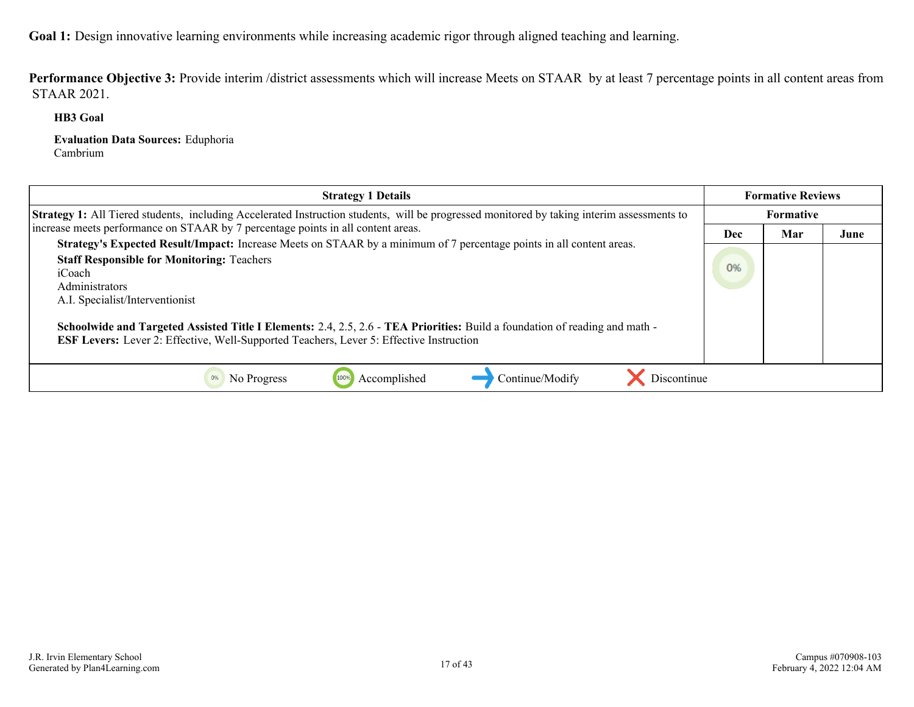**Goal 1:** Design innovative learning environments while increasing academic rigor through aligned teaching and learning.

**Performance Objective 3:** Provide interim /district assessments which will increase Meets on STAAR by at least 7 percentage points in all content areas from STAAR 2021.

**HB3 Goal**

**Evaluation Data Sources:** Eduphoria
Cambrium

| Strategy 1 Details | Formative Reviews | | |
|---|---|---|---|
| | Formative | | |
| | Dec | Mar | June |
| **Strategy 1:** All Tiered students, including Accelerated Instruction students, will be progressed monitored by taking interim assessments to increase meets performance on STAAR by 7 percentage points in all content areas.<br>**Strategy's Expected Result/Impact:** Increase Meets on STAAR by a minimum of 7 percentage points in all content areas.<br>**Staff Responsible for Monitoring:** Teachers<br>iCoach<br>Administrators<br>A.I. Specialist/Interventionist<br><br>**Schoolwide and Targeted Assisted Title I Elements:** 2.4, 2.5, 2.6 - **TEA Priorities:** Build a foundation of reading and math - **ESF Levers:** Lever 2: Effective, Well-Supported Teachers, Lever 5: Effective Instruction | 0% | | |

0% No Progress | 100% Accomplished | Continue/Modify | Discontinue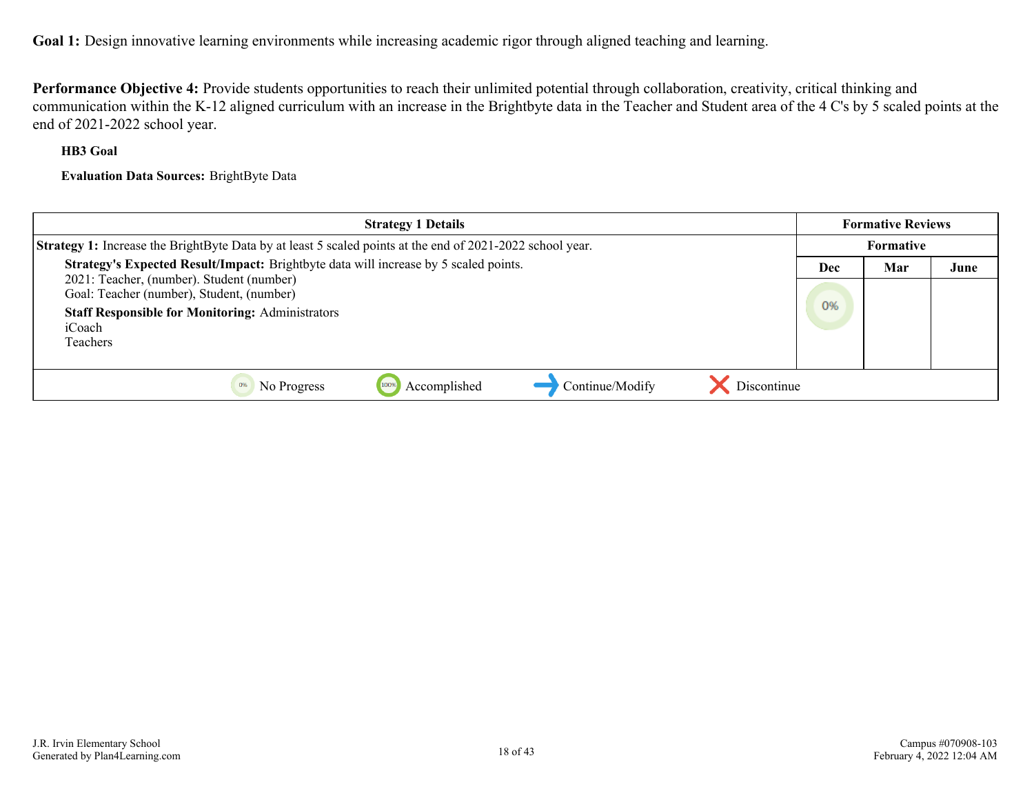**Goal 1:** Design innovative learning environments while increasing academic rigor through aligned teaching and learning.

**Performance Objective 4:** Provide students opportunities to reach their unlimited potential through collaboration, creativity, critical thinking and communication within the K-12 aligned curriculum with an increase in the Brightbyte data in the Teacher and Student area of the 4 C's by 5 scaled points at the end of 2021-2022 school year.

**HB3 Goal**

**Evaluation Data Sources:** BrightByte Data

| Strategy 1 Details | Formative Reviews | | |
|---|---|---|---|
| **Strategy 1:** Increase the BrightByte Data by at least 5 scaled points at the end of 2021-2022 school year. | Formative | | |
| **Strategy's Expected Result/Impact:** Brightbyte data will increase by 5 scaled points.<br>2021: Teacher, (number). Student (number)<br>Goal: Teacher (number), Student, (number)<br>**Staff Responsible for Monitoring:** Administrators<br>iCoach<br>Teachers | Dec | Mar | June |
| | 0% | | |

0% No Progress | 100% Accomplished | ➜ Continue/Modify | ✗ Discontinue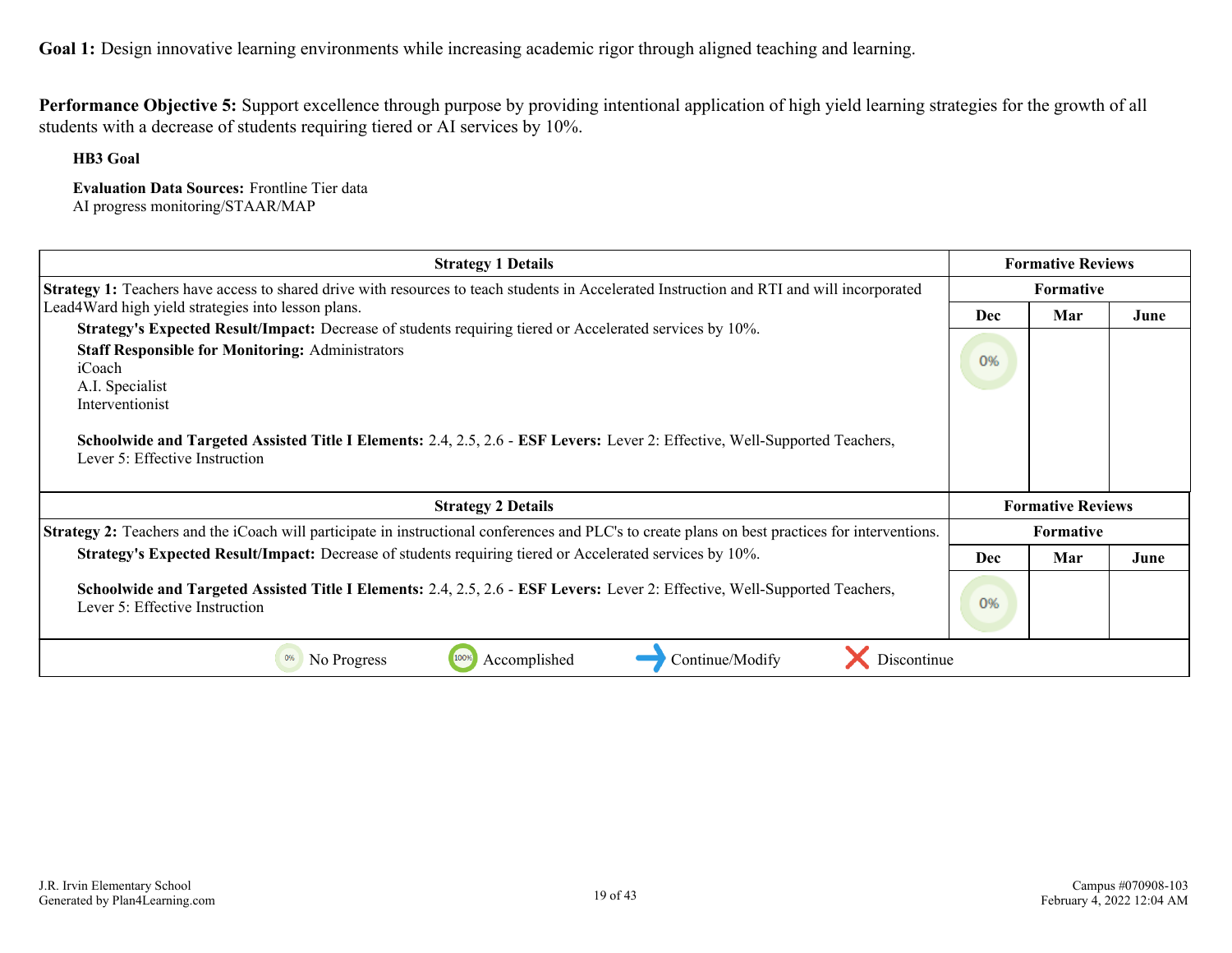**Goal 1:** Design innovative learning environments while increasing academic rigor through aligned teaching and learning.

**Performance Objective 5:** Support excellence through purpose by providing intentional application of high yield learning strategies for the growth of all students with a decrease of students requiring tiered or AI services by 10%.

**HB3 Goal**

**Evaluation Data Sources:** Frontline Tier data
AI progress monitoring/STAAR/MAP

| Strategy 1 Details | Formative Reviews | | |
|---|---|---|---|
| | Formative | | |
| **Strategy 1:** Teachers have access to shared drive with resources to teach students in Accelerated Instruction and RTI and will incorporated Lead4Ward high yield strategies into lesson plans. | Dec | Mar | June |
| **Strategy's Expected Result/Impact:** Decrease of students requiring tiered or Accelerated services by 10%.<br>**Staff Responsible for Monitoring:** Administrators<br>iCoach<br>A.I. Specialist<br>Interventionist<br><br>**Schoolwide and Targeted Assisted Title I Elements:** 2.4, 2.5, 2.6 - **ESF Levers:** Lever 2: Effective, Well-Supported Teachers, Lever 5: Effective Instruction | 0% | | |

| Strategy 2 Details | Formative Reviews | | |
|---|---|---|---|
| | Formative | | |
| **Strategy 2:** Teachers and the iCoach will participate in instructional conferences and PLC's to create plans on best practices for interventions. | Dec | Mar | June |
| **Strategy's Expected Result/Impact:** Decrease of students requiring tiered or Accelerated services by 10%.<br><br>**Schoolwide and Targeted Assisted Title I Elements:** 2.4, 2.5, 2.6 - **ESF Levers:** Lever 2: Effective, Well-Supported Teachers, Lever 5: Effective Instruction | 0% | | |

0% No Progress | 100% Accomplished | → Continue/Modify | ✕ Discontinue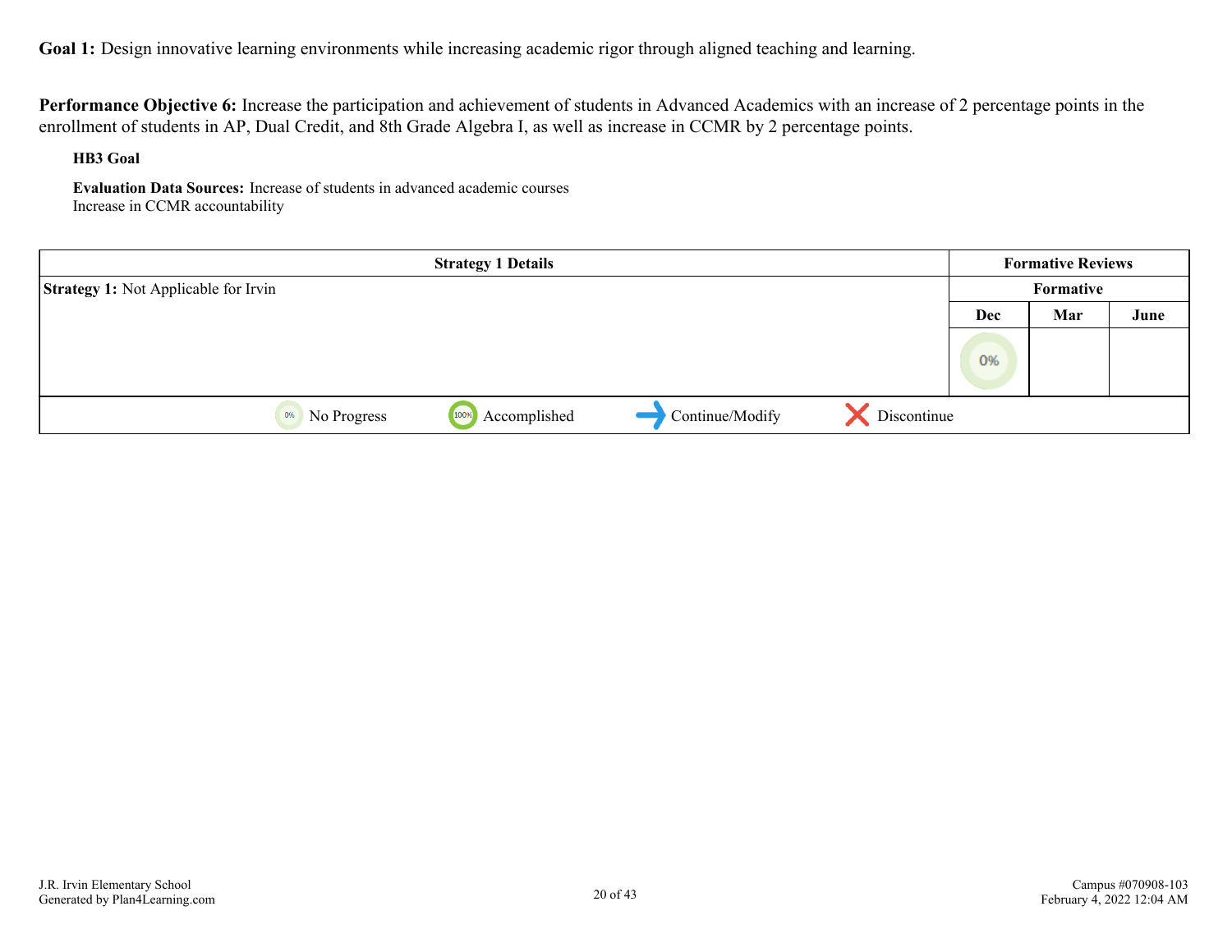**Goal 1:** Design innovative learning environments while increasing academic rigor through aligned teaching and learning.

**Performance Objective 6:** Increase the participation and achievement of students in Advanced Academics with an increase of 2 percentage points in the enrollment of students in AP, Dual Credit, and 8th Grade Algebra I, as well as increase in CCMR by 2 percentage points.

**HB3 Goal**

**Evaluation Data Sources:** Increase of students in advanced academic courses
Increase in CCMR accountability

| Strategy 1 Details | Formative Reviews | | |
|---|---|---|---|
| **Strategy 1:** Not Applicable for Irvin | Formative | | |
| | Dec | Mar | June |
| | 0% | | |

0% No Progress | 100% Accomplished | ➜ Continue/Modify | ✕ Discontinue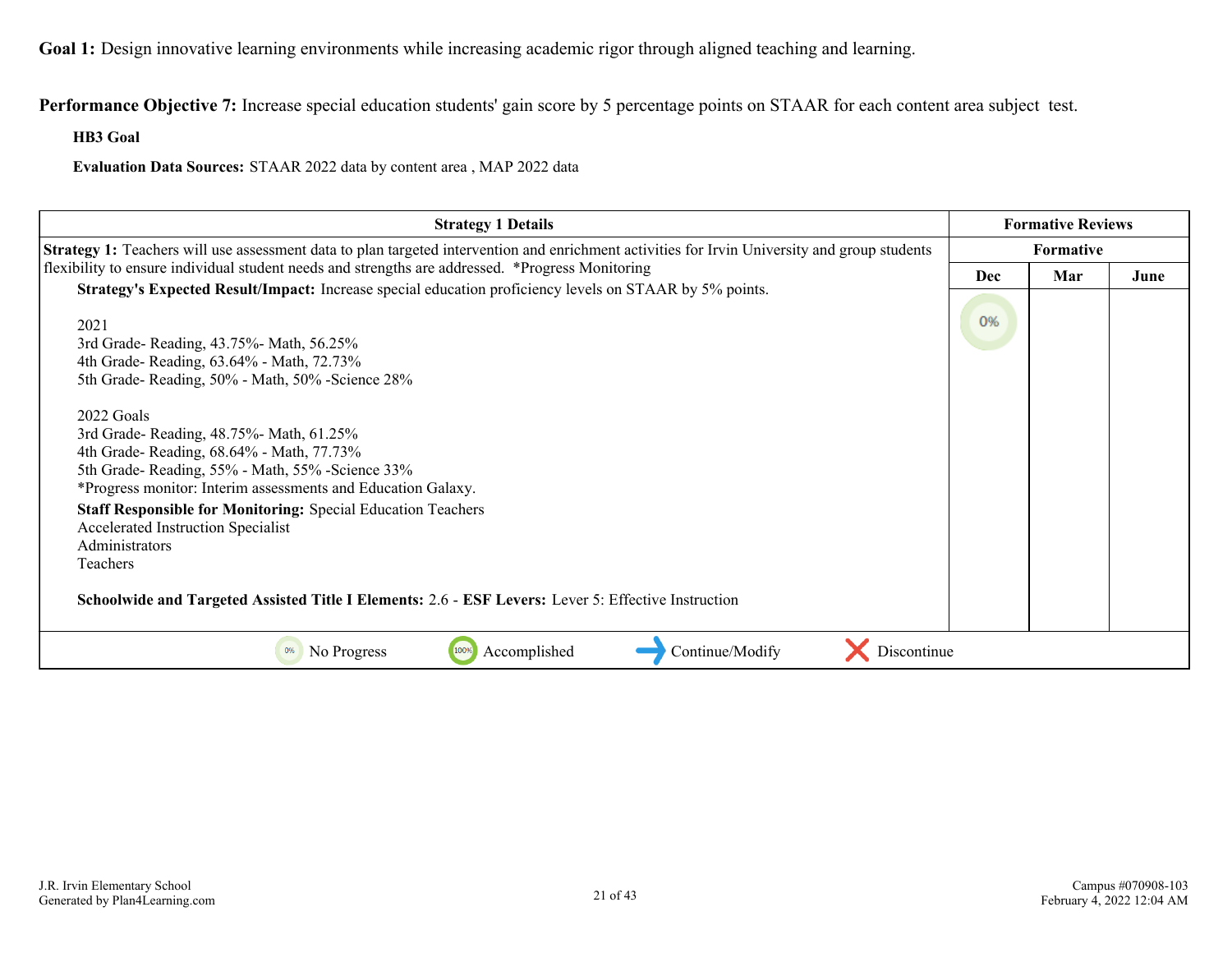**Goal 1:** Design innovative learning environments while increasing academic rigor through aligned teaching and learning.

**Performance Objective 7:** Increase special education students' gain score by 5 percentage points on STAAR for each content area subject test.

**HB3 Goal**

**Evaluation Data Sources:** STAAR 2022 data by content area , MAP 2022 data

| Strategy 1 Details | Formative Reviews | | |
|---|---|---|---|
| **Strategy 1:** Teachers will use assessment data to plan targeted intervention and enrichment activities for Irvin University and group students flexibility to ensure individual student needs and strengths are addressed. *Progress Monitoring | Formative | | |
| | Dec | Mar | June |
| **Strategy's Expected Result/Impact:** Increase special education proficiency levels on STAAR by 5% points.<br><br>2021<br>3rd Grade- Reading, 43.75%- Math, 56.25%<br>4th Grade- Reading, 63.64% - Math, 72.73%<br>5th Grade- Reading, 50% - Math, 50% -Science 28%<br><br>2022 Goals<br>3rd Grade- Reading, 48.75%- Math, 61.25%<br>4th Grade- Reading, 68.64% - Math, 77.73%<br>5th Grade- Reading, 55% - Math, 55% -Science 33%<br>*Progress monitor: Interim assessments and Education Galaxy.<br>**Staff Responsible for Monitoring:** Special Education Teachers<br>Accelerated Instruction Specialist<br>Administrators<br>Teachers<br><br>**Schoolwide and Targeted Assisted Title I Elements:** 2.6 - **ESF Levers:** Lever 5: Effective Instruction | 0% | | |

0% No Progress &nbsp;&nbsp; 100% Accomplished &nbsp;&nbsp; → Continue/Modify &nbsp;&nbsp; ✗ Discontinue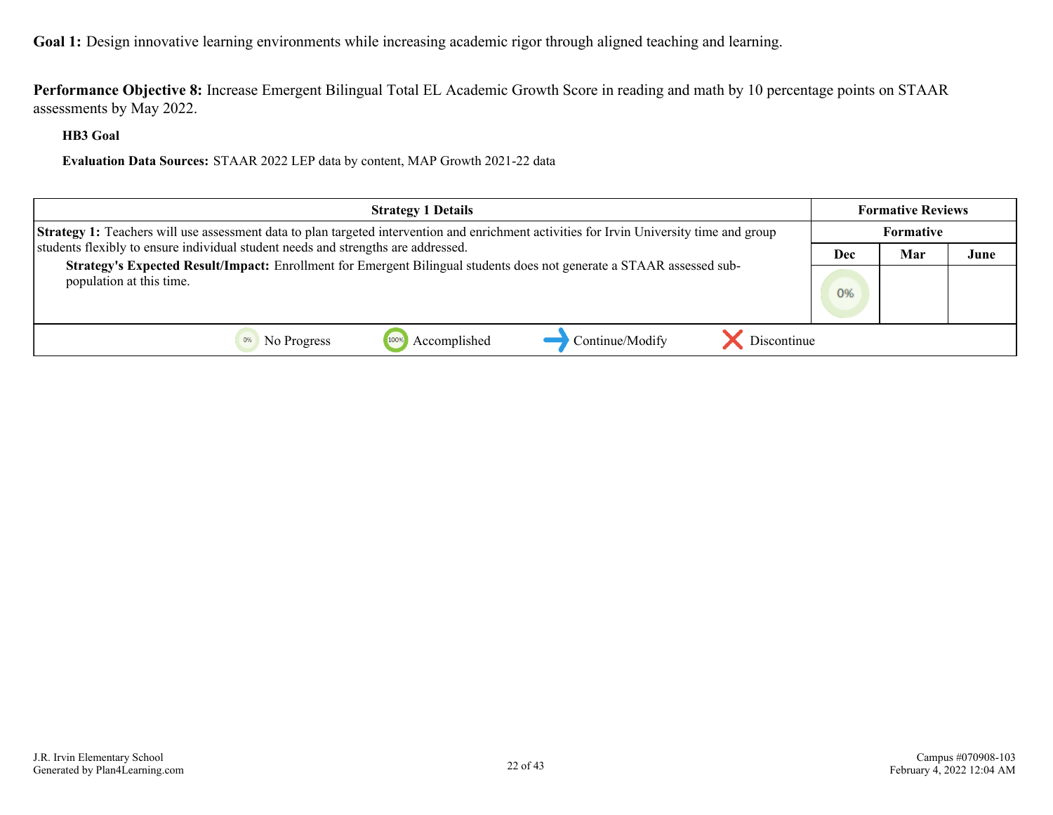**Goal 1:** Design innovative learning environments while increasing academic rigor through aligned teaching and learning.

**Performance Objective 8:** Increase Emergent Bilingual Total EL Academic Growth Score in reading and math by 10 percentage points on STAAR assessments by May 2022.

**HB3 Goal**

**Evaluation Data Sources:** STAAR 2022 LEP data by content, MAP Growth 2021-22 data

| Strategy 1 Details | Formative Reviews | | |
|---|---|---|---|
| | Formative | | |
| | Dec | Mar | June |
| **Strategy 1:** Teachers will use assessment data to plan targeted intervention and enrichment activities for Irvin University time and group students flexibly to ensure individual student needs and strengths are addressed.<br>**Strategy's Expected Result/Impact:** Enrollment for Emergent Bilingual students does not generate a STAAR assessed sub-population at this time. | 0% | | |

0% No Progress | 100% Accomplished | Continue/Modify | Discontinue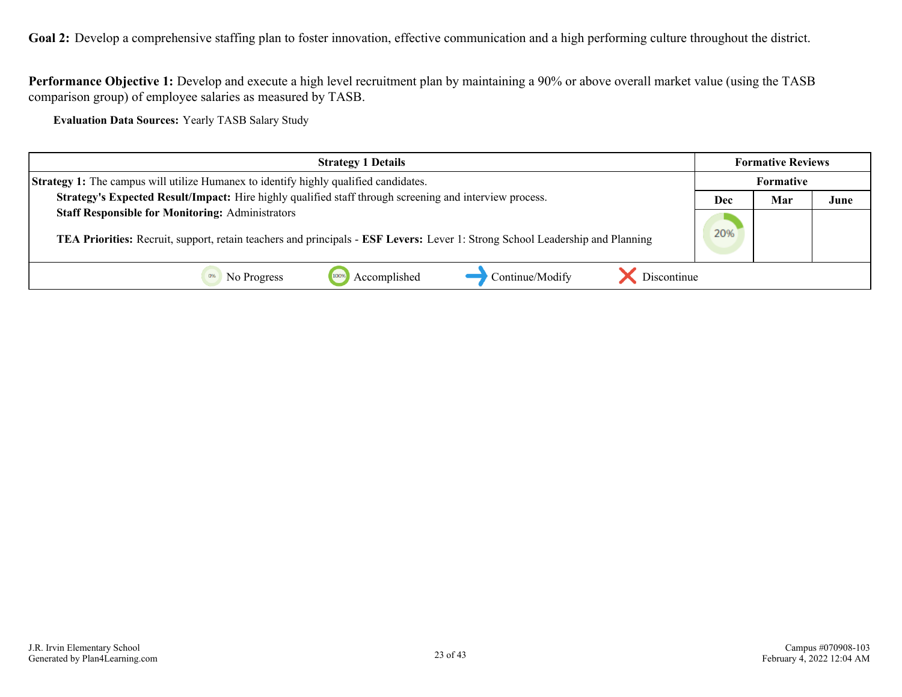**Goal 2:** Develop a comprehensive staffing plan to foster innovation, effective communication and a high performing culture throughout the district.

**Performance Objective 1:** Develop and execute a high level recruitment plan by maintaining a 90% or above overall market value (using the TASB comparison group) of employee salaries as measured by TASB.

**Evaluation Data Sources:** Yearly TASB Salary Study

| Strategy 1 Details | Formative Reviews | | |
|---|---|---|---|
| | Formative | | |
| **Strategy 1:** The campus will utilize Humanex to identify highly qualified candidates.<br>**Strategy's Expected Result/Impact:** Hire highly qualified staff through screening and interview process.<br>**Staff Responsible for Monitoring:** Administrators<br><br>**TEA Priorities:** Recruit, support, retain teachers and principals - **ESF Levers:** Lever 1: Strong School Leadership and Planning | **Dec** | **Mar** | **June** |
| | 20% | | |

0% No Progress | 100% Accomplished | Continue/Modify | Discontinue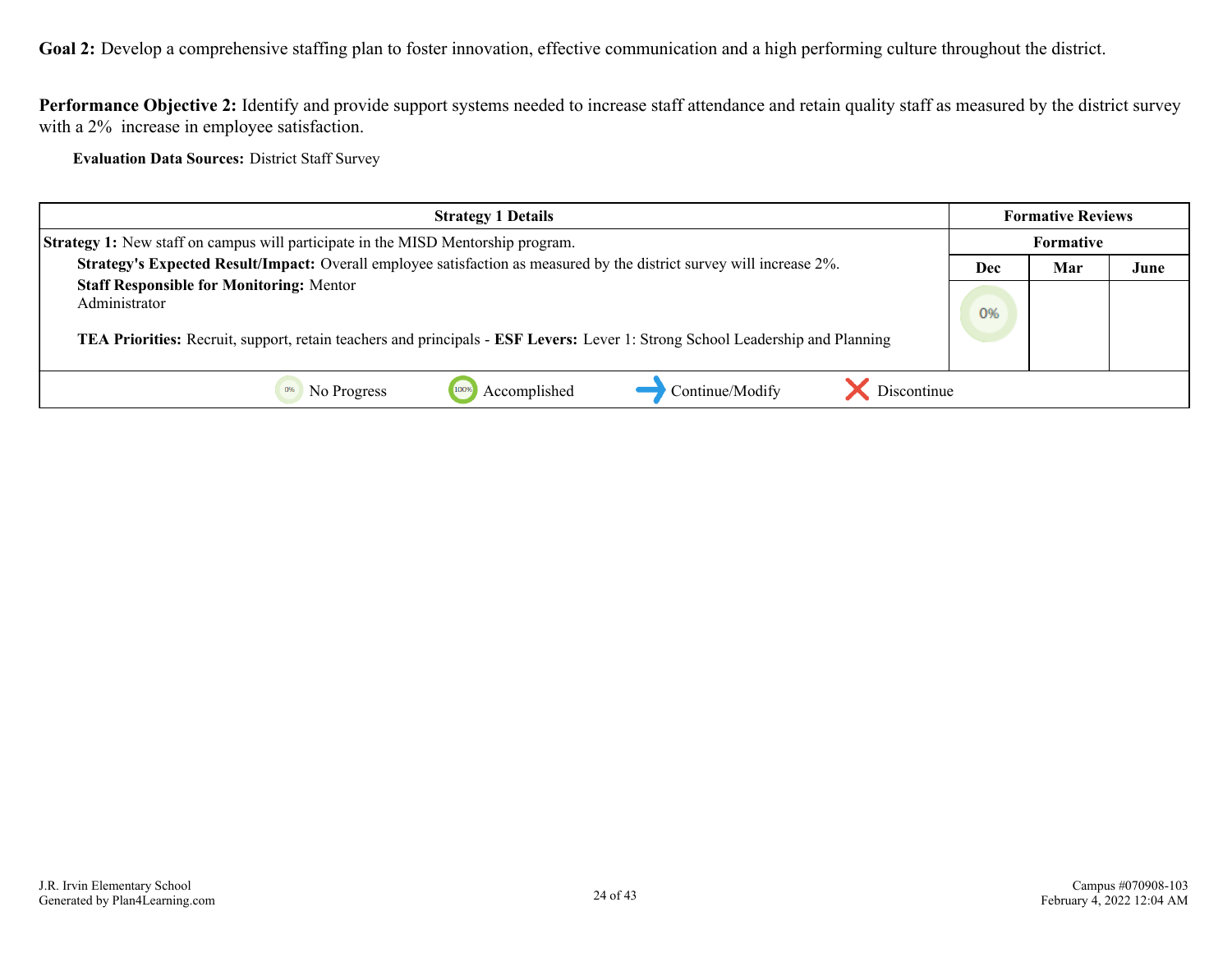**Goal 2:** Develop a comprehensive staffing plan to foster innovation, effective communication and a high performing culture throughout the district.

**Performance Objective 2:** Identify and provide support systems needed to increase staff attendance and retain quality staff as measured by the district survey with a 2% increase in employee satisfaction.

**Evaluation Data Sources:** District Staff Survey

| Strategy 1 Details | Formative Reviews | | |
|---|---|---|---|
| | Formative | | |
| **Strategy 1:** New staff on campus will participate in the MISD Mentorship program.<br>**Strategy's Expected Result/Impact:** Overall employee satisfaction as measured by the district survey will increase 2%.<br>**Staff Responsible for Monitoring:** Mentor<br>Administrator<br><br>**TEA Priorities:** Recruit, support, retain teachers and principals - **ESF Levers:** Lever 1: Strong School Leadership and Planning | Dec | Mar | June |
| | 0% | | |

0% No Progress | 100% Accomplished | Continue/Modify | Discontinue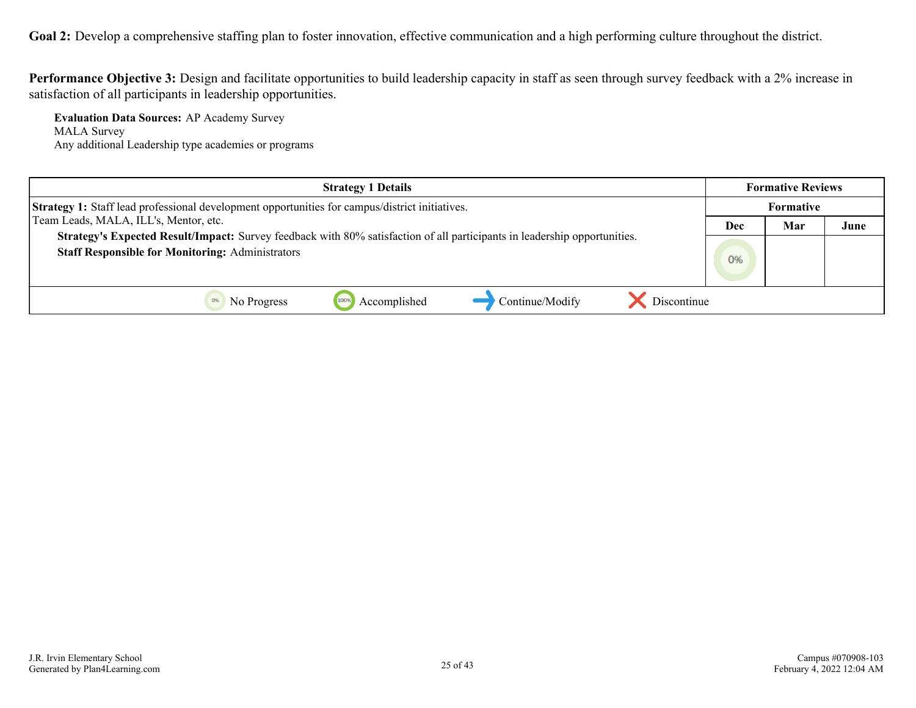**Goal 2:** Develop a comprehensive staffing plan to foster innovation, effective communication and a high performing culture throughout the district.

**Performance Objective 3:** Design and facilitate opportunities to build leadership capacity in staff as seen through survey feedback with a 2% increase in satisfaction of all participants in leadership opportunities.

**Evaluation Data Sources:** AP Academy Survey
MALA Survey
Any additional Leadership type academies or programs

| Strategy 1 Details | Formative Reviews | | |
|---|---|---|---|
| | Formative | | |
| | Dec | Mar | June |
| **Strategy 1:** Staff lead professional development opportunities for campus/district initiatives.<br>Team Leads, MALA, ILL's, Mentor, etc.<br>**Strategy's Expected Result/Impact:** Survey feedback with 80% satisfaction of all participants in leadership opportunities.<br>**Staff Responsible for Monitoring:** Administrators | 0% | | |

0% No Progress | 100% Accomplished | Continue/Modify | Discontinue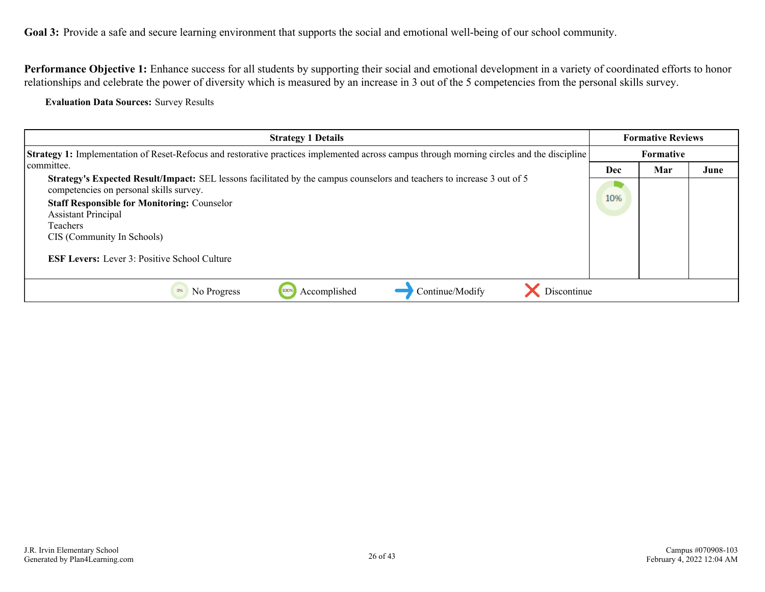**Goal 3:** Provide a safe and secure learning environment that supports the social and emotional well-being of our school community.

**Performance Objective 1:** Enhance success for all students by supporting their social and emotional development in a variety of coordinated efforts to honor relationships and celebrate the power of diversity which is measured by an increase in 3 out of the 5 competencies from the personal skills survey.

**Evaluation Data Sources:** Survey Results

| Strategy 1 Details | Formative Reviews | | |
|---|---|---|---|
| | Formative | | |
| | Dec | Mar | June |
| **Strategy 1:** Implementation of Reset-Refocus and restorative practices implemented across campus through morning circles and the discipline committee.<br>**Strategy's Expected Result/Impact:** SEL lessons facilitated by the campus counselors and teachers to increase 3 out of 5 competencies on personal skills survey.<br>**Staff Responsible for Monitoring:** Counselor<br>Assistant Principal<br>Teachers<br>CIS (Community In Schools)<br><br>**ESF Levers:** Lever 3: Positive School Culture | 10% | | |
| 0% No Progress · 100% Accomplished · → Continue/Modify · ✗ Discontinue | | | |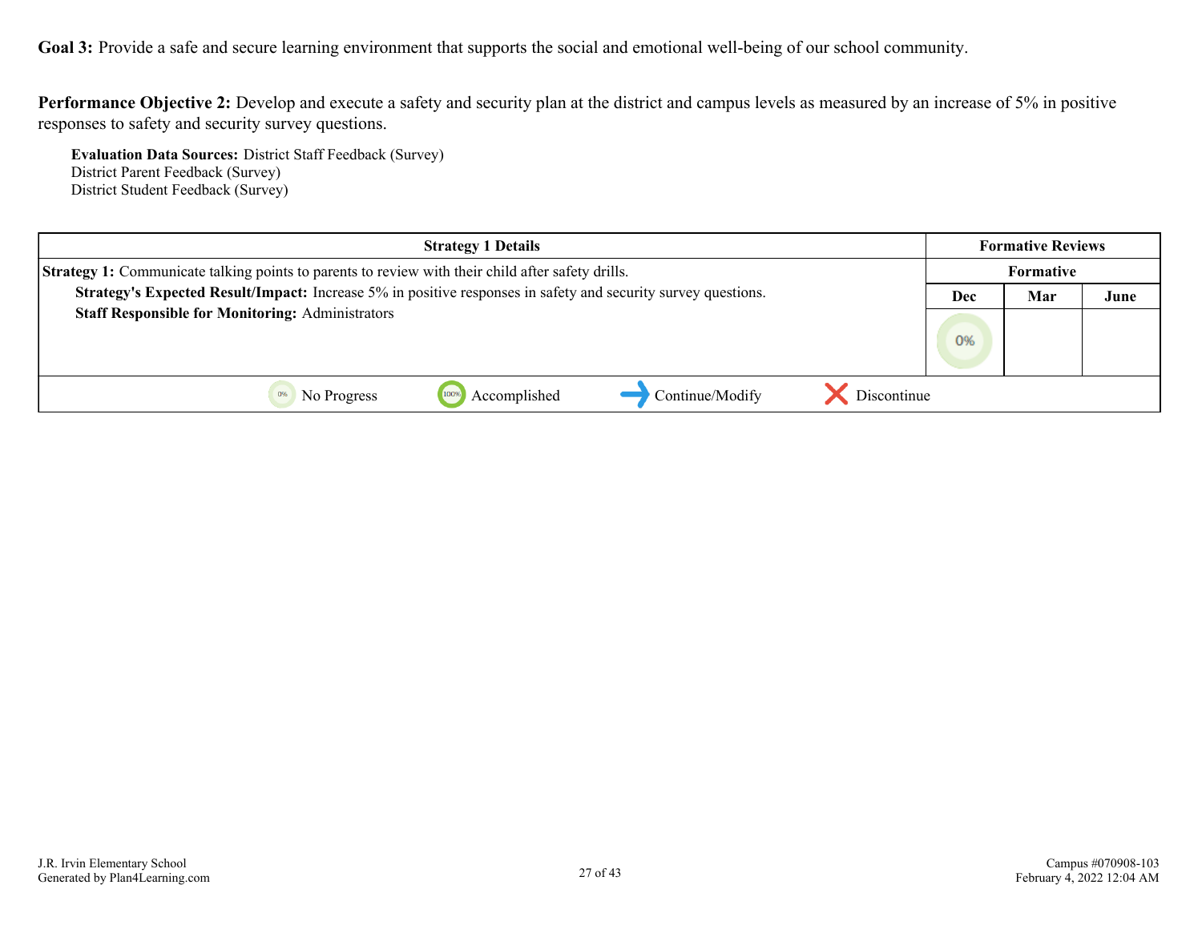**Goal 3:** Provide a safe and secure learning environment that supports the social and emotional well-being of our school community.

**Performance Objective 2:** Develop and execute a safety and security plan at the district and campus levels as measured by an increase of 5% in positive responses to safety and security survey questions.

**Evaluation Data Sources:** District Staff Feedback (Survey)
District Parent Feedback (Survey)
District Student Feedback (Survey)

| Strategy 1 Details | Formative Reviews | | |
|---|---|---|---|
| | Formative | | |
| **Strategy 1:** Communicate talking points to parents to review with their child after safety drills.<br>**Strategy's Expected Result/Impact:** Increase 5% in positive responses in safety and security survey questions.<br>**Staff Responsible for Monitoring:** Administrators | Dec | Mar | June |
| | 0% | | |
| No Progress / Accomplished / Continue/Modify / Discontinue | | | |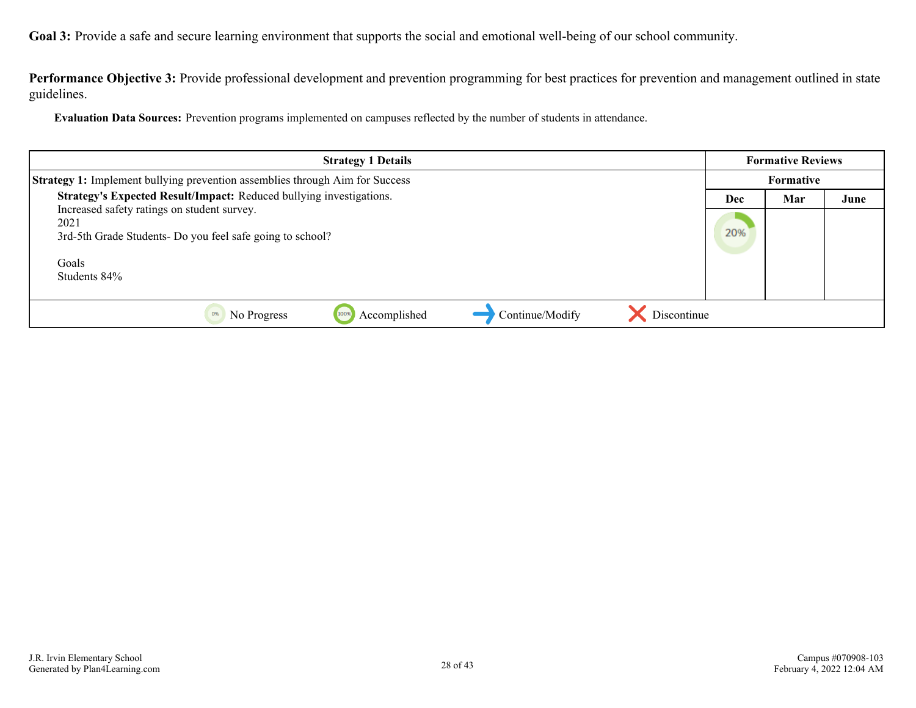**Goal 3:** Provide a safe and secure learning environment that supports the social and emotional well-being of our school community.

**Performance Objective 3:** Provide professional development and prevention programming for best practices for prevention and management outlined in state guidelines.

**Evaluation Data Sources:** Prevention programs implemented on campuses reflected by the number of students in attendance.

| Strategy 1 Details | Formative Reviews | | |
|---|---|---|---|
| | Formative | | |
| | Dec | Mar | June |
| **Strategy 1:** Implement bullying prevention assemblies through Aim for Success<br>**Strategy's Expected Result/Impact:** Reduced bullying investigations.<br>Increased safety ratings on student survey.<br>2021<br>3rd-5th Grade Students- Do you feel safe going to school?<br><br>Goals<br>Students 84% | 20% | | |

0% No Progress | 100% Accomplished | → Continue/Modify | ✕ Discontinue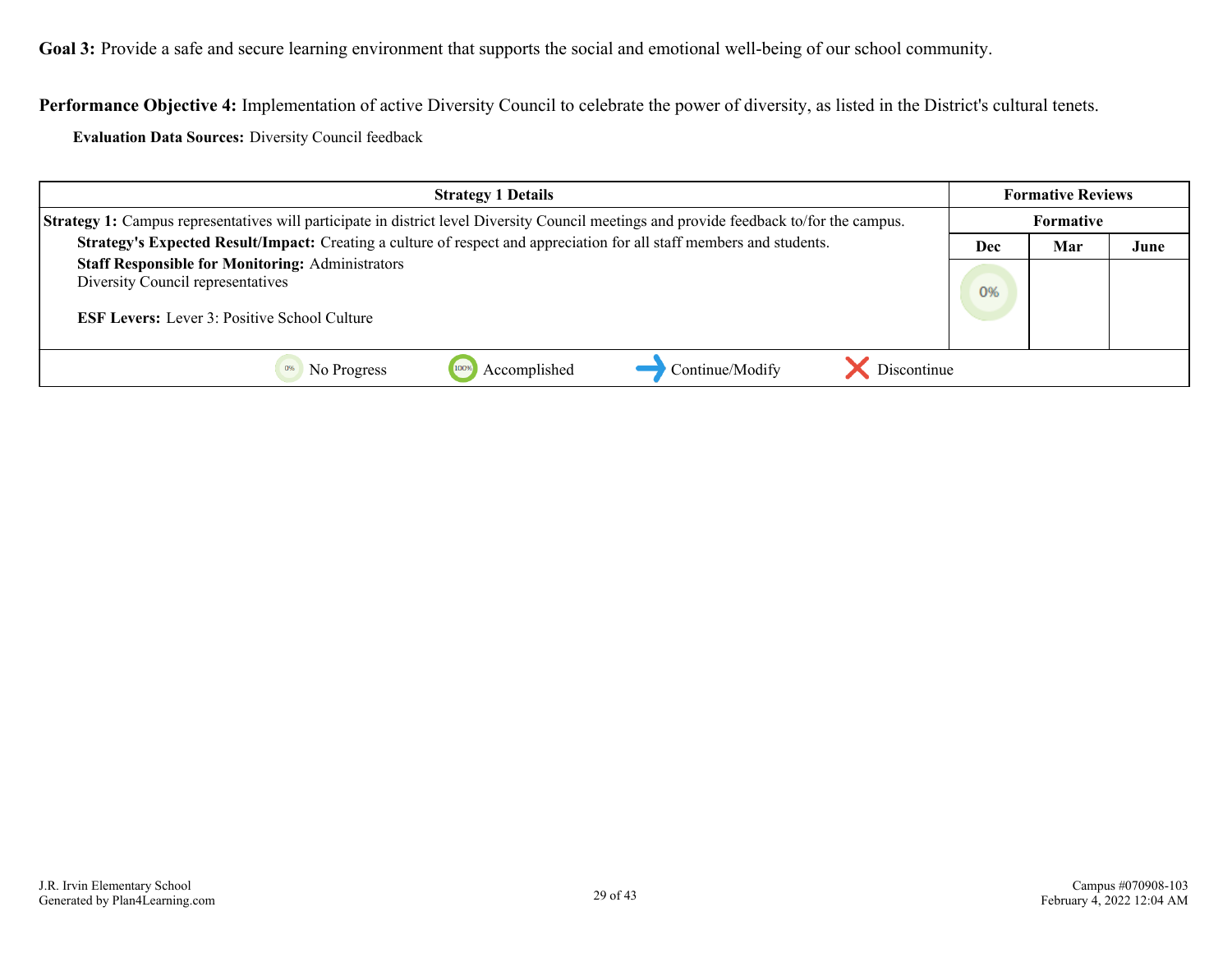**Goal 3:** Provide a safe and secure learning environment that supports the social and emotional well-being of our school community.

**Performance Objective 4:** Implementation of active Diversity Council to celebrate the power of diversity, as listed in the District's cultural tenets.

**Evaluation Data Sources:** Diversity Council feedback

| Strategy 1 Details | Formative Reviews | | |
|---|---|---|---|
| | Formative | | |
| | Dec | Mar | June |
| **Strategy 1:** Campus representatives will participate in district level Diversity Council meetings and provide feedback to/for the campus. **Strategy's Expected Result/Impact:** Creating a culture of respect and appreciation for all staff members and students. **Staff Responsible for Monitoring:** Administrators Diversity Council representatives **ESF Levers:** Lever 3: Positive School Culture | 0% | | |

0% No Progress | 100% Accomplished | Continue/Modify | Discontinue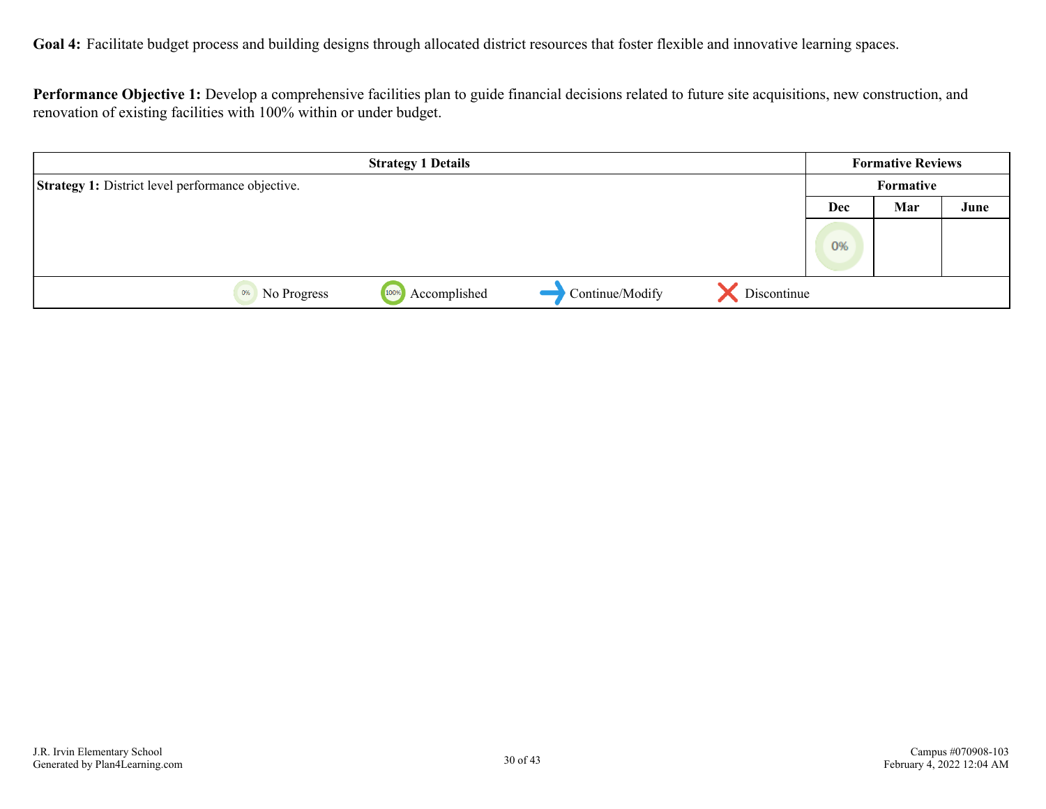**Goal 4:** Facilitate budget process and building designs through allocated district resources that foster flexible and innovative learning spaces.

**Performance Objective 1:** Develop a comprehensive facilities plan to guide financial decisions related to future site acquisitions, new construction, and renovation of existing facilities with 100% within or under budget.

| Strategy 1 Details | Formative Reviews | | |
|---|---|---|---|
| | Formative | | |
| | Dec | Mar | June |
| **Strategy 1:** District level performance objective. | 0% | | |

0% No Progress | 100% Accomplished | Continue/Modify | Discontinue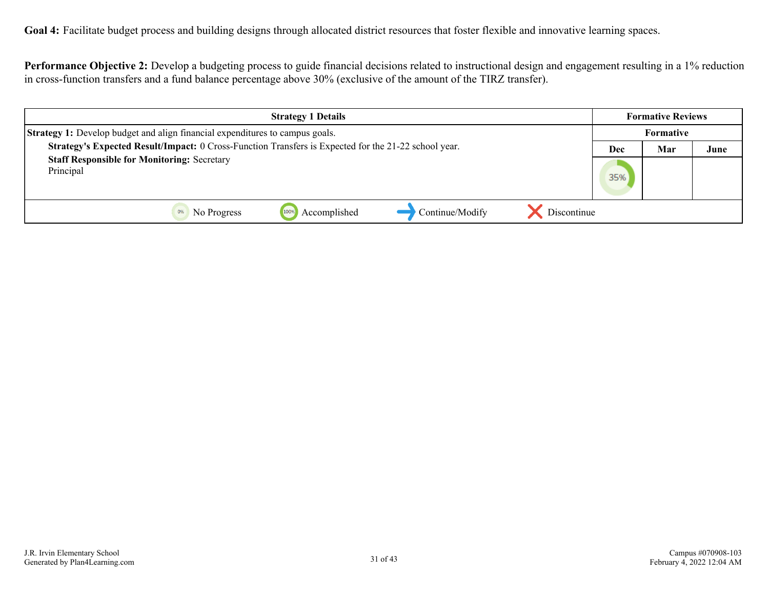**Goal 4:** Facilitate budget process and building designs through allocated district resources that foster flexible and innovative learning spaces.

**Performance Objective 2:** Develop a budgeting process to guide financial decisions related to instructional design and engagement resulting in a 1% reduction in cross-function transfers and a fund balance percentage above 30% (exclusive of the amount of the TIRZ transfer).

| Strategy 1 Details | Formative Reviews | | |
|---|---|---|---|
| | Formative | | |
| | Dec | Mar | June |
| **Strategy 1:** Develop budget and align financial expenditures to campus goals.<br>**Strategy's Expected Result/Impact:** 0 Cross-Function Transfers is Expected for the 21-22 school year.<br>**Staff Responsible for Monitoring:** Secretary<br>Principal | 35% | | |
| 0% No Progress &nbsp;&nbsp; 100% Accomplished &nbsp;&nbsp; → Continue/Modify &nbsp;&nbsp; ✕ Discontinue | | | |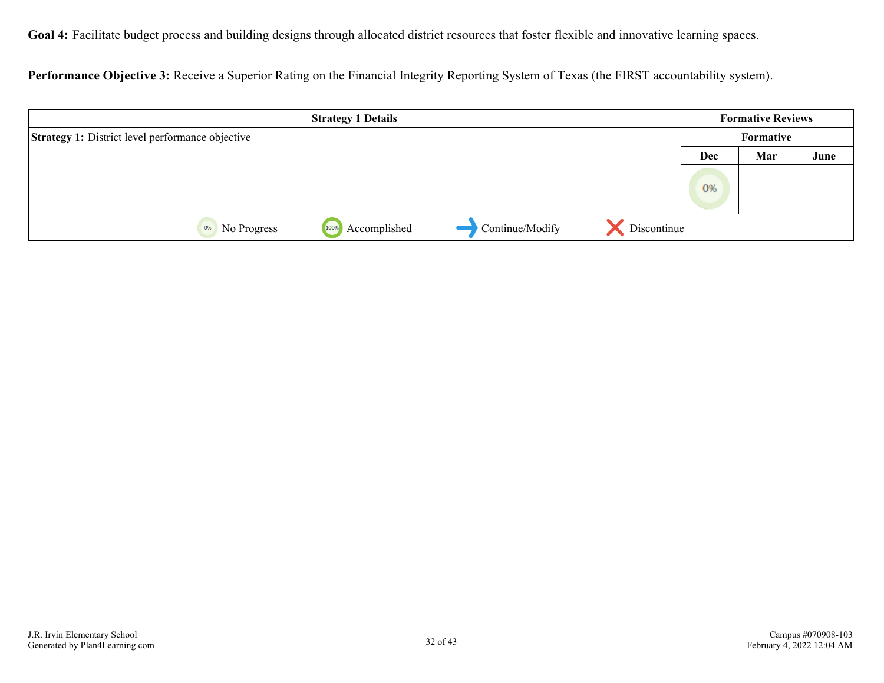**Goal 4:** Facilitate budget process and building designs through allocated district resources that foster flexible and innovative learning spaces.

**Performance Objective 3:** Receive a Superior Rating on the Financial Integrity Reporting System of Texas (the FIRST accountability system).

| Strategy 1 Details | Formative Reviews | | |
|---|---|---|---|
| **Strategy 1:** District level performance objective | Formative | | |
| | Dec | Mar | June |
| | 0% | | |

0% No Progress &nbsp;&nbsp; 100% Accomplished &nbsp;&nbsp; → Continue/Modify &nbsp;&nbsp; ✕ Discontinue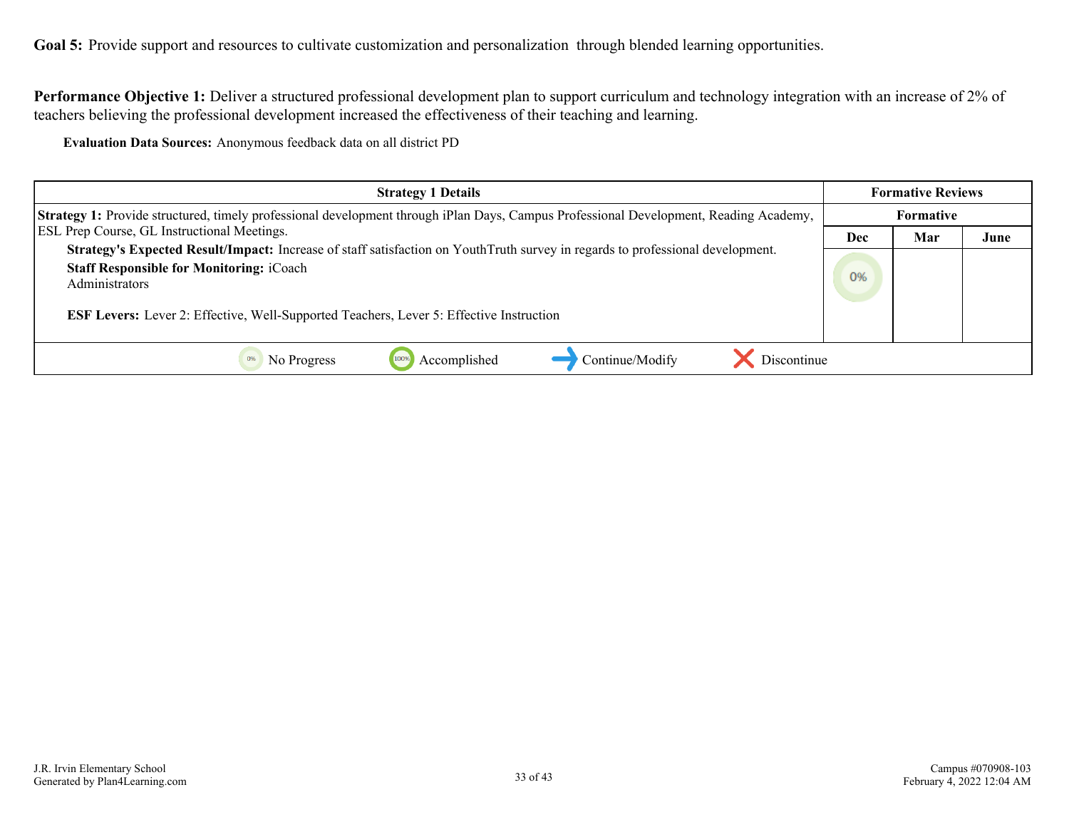**Goal 5:** Provide support and resources to cultivate customization and personalization through blended learning opportunities.

**Performance Objective 1:** Deliver a structured professional development plan to support curriculum and technology integration with an increase of 2% of teachers believing the professional development increased the effectiveness of their teaching and learning.

**Evaluation Data Sources:** Anonymous feedback data on all district PD

| Strategy 1 Details | Formative Reviews | | |
|---|---|---|---|
| | Formative | | |
| **Strategy 1:** Provide structured, timely professional development through iPlan Days, Campus Professional Development, Reading Academy, ESL Prep Course, GL Instructional Meetings.<br>**Strategy's Expected Result/Impact:** Increase of staff satisfaction on YouthTruth survey in regards to professional development.<br>**Staff Responsible for Monitoring:** iCoach<br>Administrators<br><br>**ESF Levers:** Lever 2: Effective, Well-Supported Teachers, Lever 5: Effective Instruction | Dec | Mar | June |
| | 0% | | |

0% No Progress | 100% Accomplished | Continue/Modify | Discontinue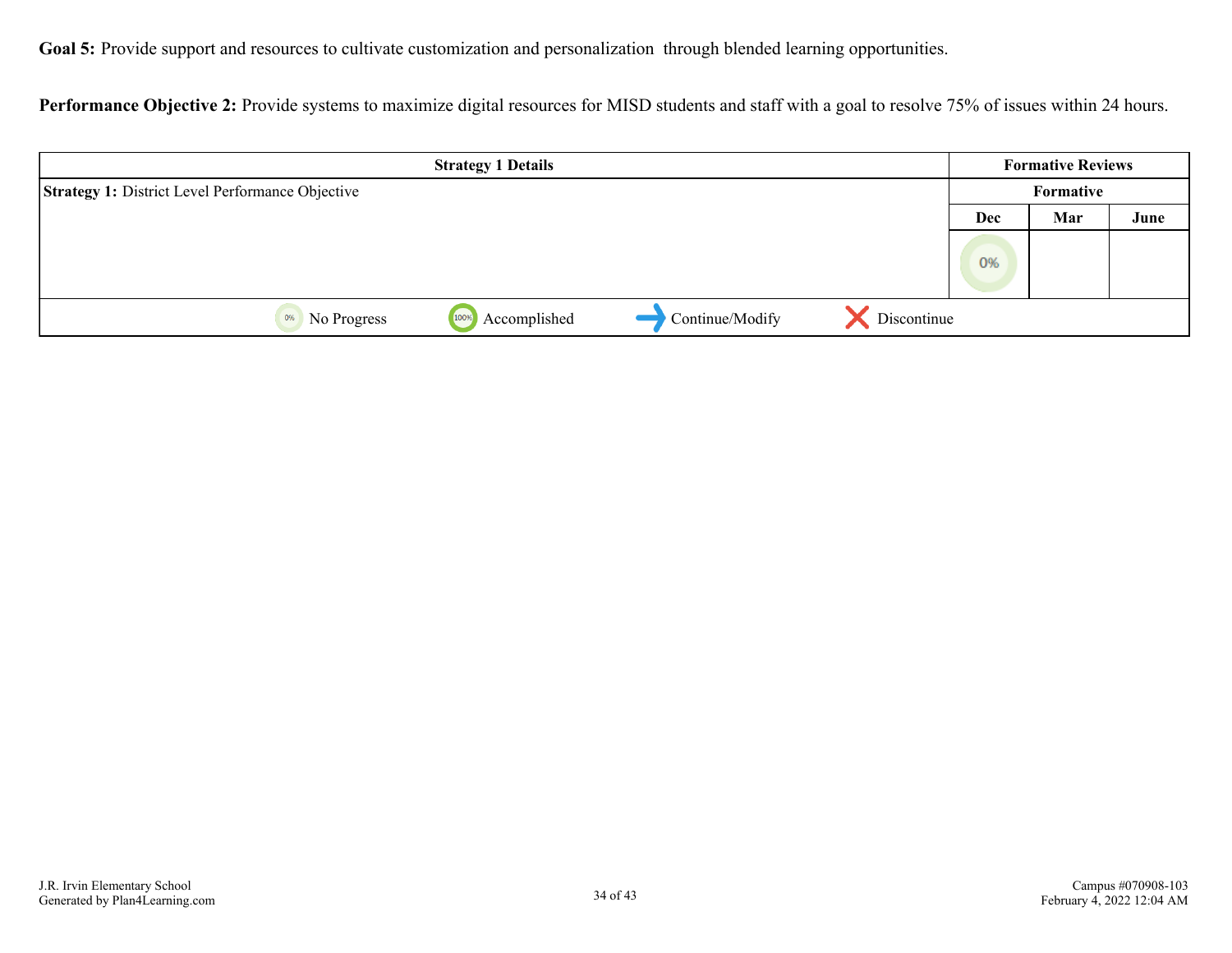**Goal 5:** Provide support and resources to cultivate customization and personalization through blended learning opportunities.

**Performance Objective 2:** Provide systems to maximize digital resources for MISD students and staff with a goal to resolve 75% of issues within 24 hours.

| Strategy 1 Details | Formative Reviews | | |
|---|---|---|---|
| **Strategy 1:** District Level Performance Objective | Formative | | |
| | Dec | Mar | June |
| | 0% | | |

0% No Progress | 100% Accomplished | Continue/Modify | Discontinue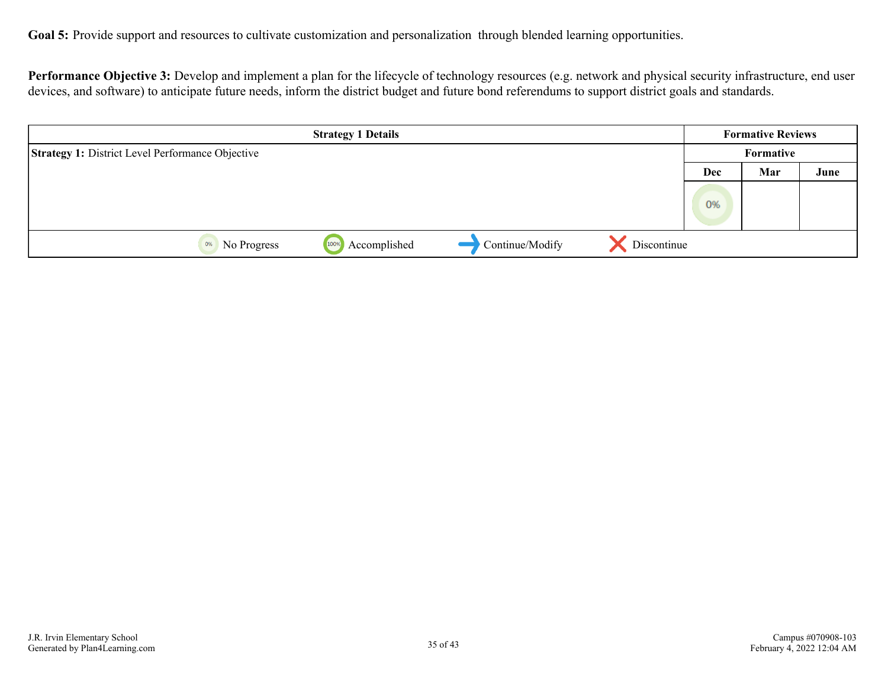**Goal 5:** Provide support and resources to cultivate customization and personalization through blended learning opportunities.

**Performance Objective 3:** Develop and implement a plan for the lifecycle of technology resources (e.g. network and physical security infrastructure, end user devices, and software) to anticipate future needs, inform the district budget and future bond referendums to support district goals and standards.

| Strategy 1 Details | Formative Reviews | | |
|---|---|---|---|
| | Formative | | |
| **Strategy 1:** District Level Performance Objective | Dec | Mar | June |
| | 0% | | |
| 0% No Progress &nbsp;&nbsp; 100% Accomplished &nbsp;&nbsp; → Continue/Modify &nbsp;&nbsp; X Discontinue | | | |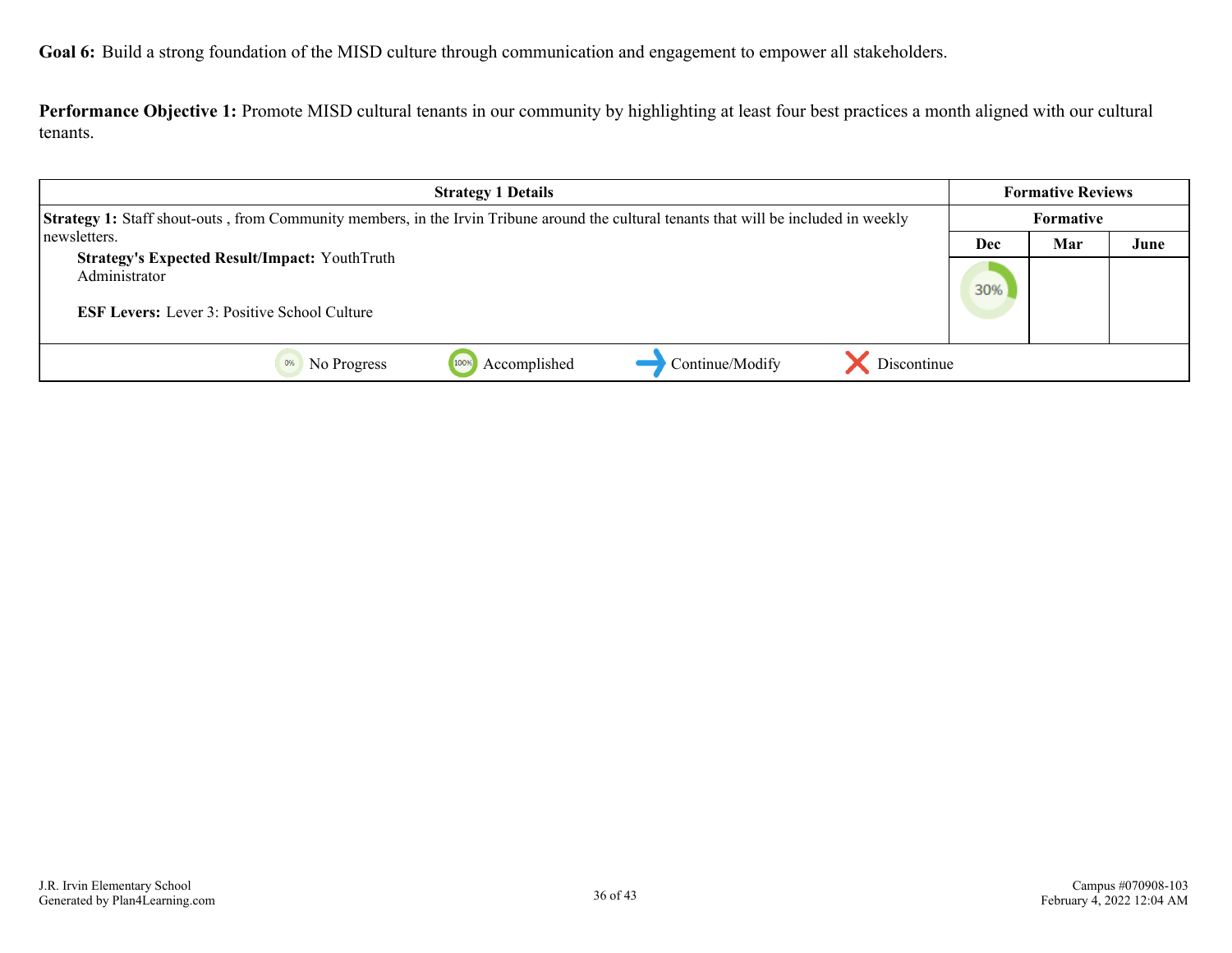**Goal 6:** Build a strong foundation of the MISD culture through communication and engagement to empower all stakeholders.

**Performance Objective 1:** Promote MISD cultural tenants in our community by highlighting at least four best practices a month aligned with our cultural tenants.

| Strategy 1 Details | Formative Reviews | | |
|---|---|---|---|
| | Formative | | |
| | Dec | Mar | June |
| **Strategy 1:** Staff shout-outs , from Community members, in the Irvin Tribune around the cultural tenants that will be included in weekly newsletters.<br>**Strategy's Expected Result/Impact:** YouthTruth<br>Administrator<br><br>**ESF Levers:** Lever 3: Positive School Culture | 30% | | |
| 0% No Progress — 100% Accomplished — Continue/Modify — Discontinue | | | |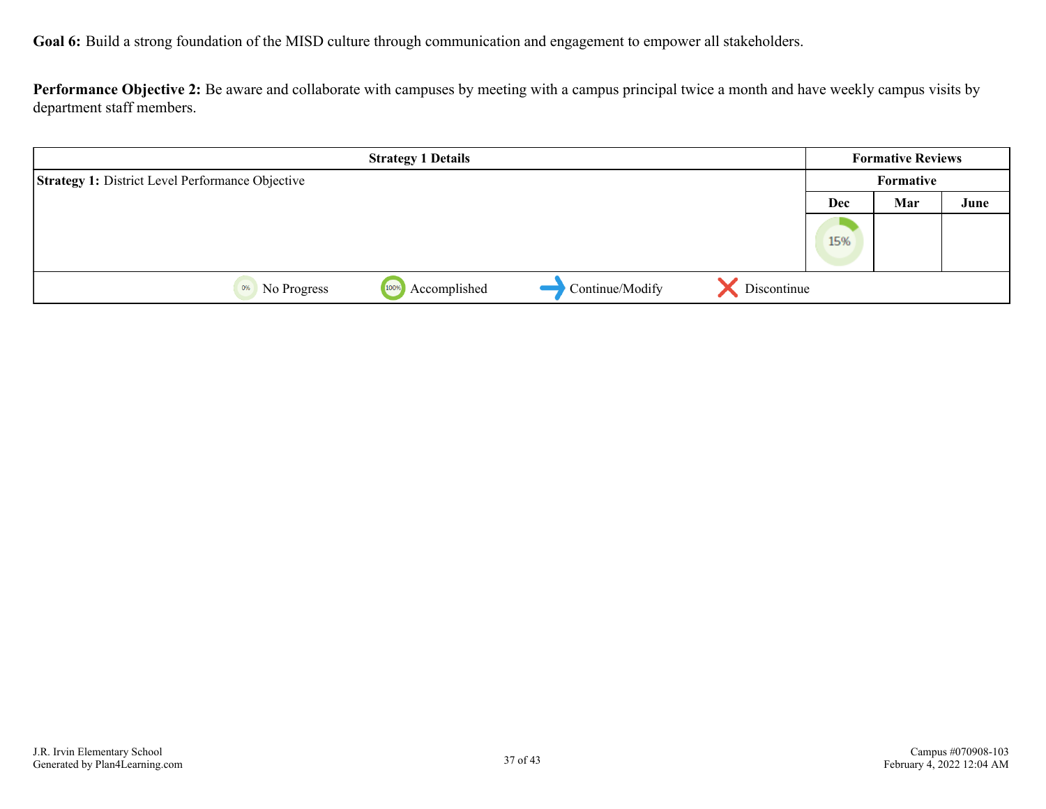**Goal 6:** Build a strong foundation of the MISD culture through communication and engagement to empower all stakeholders.

**Performance Objective 2:** Be aware and collaborate with campuses by meeting with a campus principal twice a month and have weekly campus visits by department staff members.

| Strategy 1 Details | Formative Reviews | | |
|---|---|---|---|
| | Formative | | |
| **Strategy 1:** District Level Performance Objective | Dec | Mar | June |
| | 15% | | |

0% No Progress | 100% Accomplished | Continue/Modify | Discontinue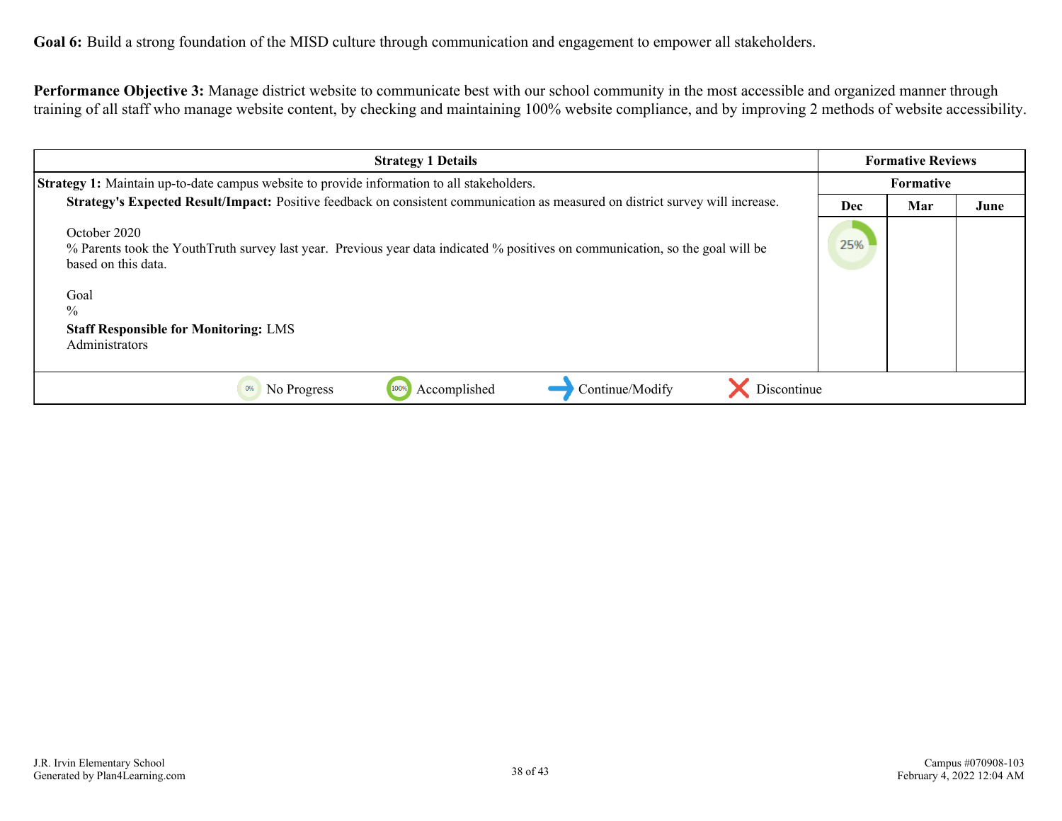**Goal 6:** Build a strong foundation of the MISD culture through communication and engagement to empower all stakeholders.

**Performance Objective 3:** Manage district website to communicate best with our school community in the most accessible and organized manner through training of all staff who manage website content, by checking and maintaining 100% website compliance, and by improving 2 methods of website accessibility.

| Strategy 1 Details | Formative Reviews | | |
|---|---|---|---|
| | Formative | | |
| **Strategy 1:** Maintain up-to-date campus website to provide information to all stakeholders.<br>**Strategy's Expected Result/Impact:** Positive feedback on consistent communication as measured on district survey will increase.<br><br>October 2020<br>% Parents took the YouthTruth survey last year. Previous year data indicated % positives on communication, so the goal will be based on this data.<br><br>Goal<br>%<br>**Staff Responsible for Monitoring:** LMS<br>Administrators | **Dec** | **Mar** | **June** |
| | 25% | | |

0% No Progress | 100% Accomplished | Continue/Modify | Discontinue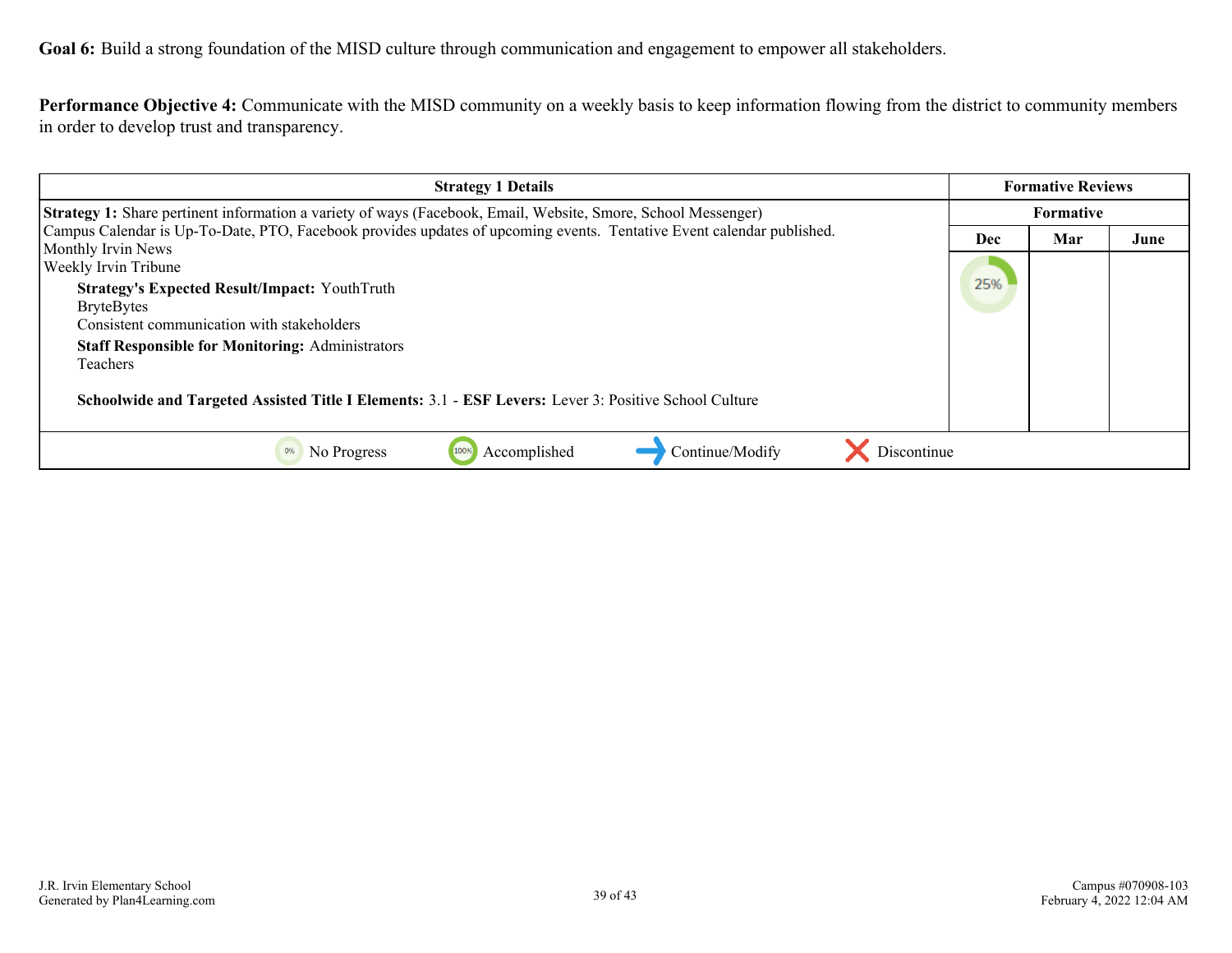**Goal 6:** Build a strong foundation of the MISD culture through communication and engagement to empower all stakeholders.

**Performance Objective 4:** Communicate with the MISD community on a weekly basis to keep information flowing from the district to community members in order to develop trust and transparency.

| Strategy 1 Details | Formative Reviews | | |
|---|---|---|---|
| | Formative | | |
| | Dec | Mar | June |
| **Strategy 1:** Share pertinent information a variety of ways (Facebook, Email, Website, Smore, School Messenger)<br>Campus Calendar is Up-To-Date, PTO, Facebook provides updates of upcoming events. Tentative Event calendar published.<br>Monthly Irvin News<br>Weekly Irvin Tribune<br>**Strategy's Expected Result/Impact:** YouthTruth<br>BryteBytes<br>Consistent communication with stakeholders<br>**Staff Responsible for Monitoring:** Administrators<br>Teachers<br><br>**Schoolwide and Targeted Assisted Title I Elements:** 3.1 - **ESF Levers:** Lever 3: Positive School Culture | 25% | | |

0% No Progress | 100% Accomplished | → Continue/Modify | ✗ Discontinue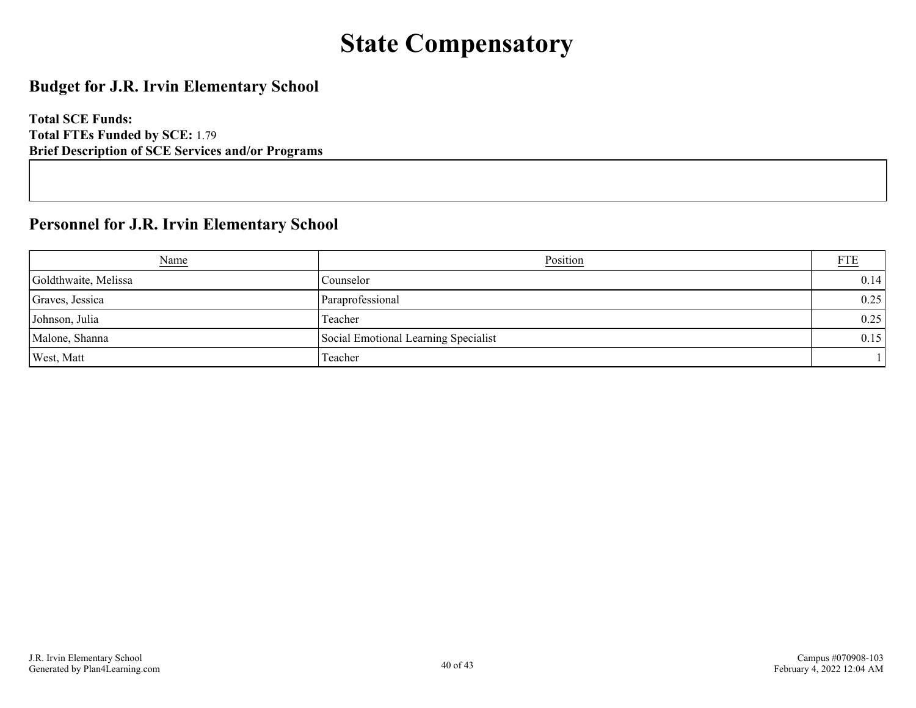# State Compensatory

## Budget for J.R. Irvin Elementary School

**Total SCE Funds:**
**Total FTEs Funded by SCE:** 1.79
**Brief Description of SCE Services and/or Programs**

## Personnel for J.R. Irvin Elementary School

| Name | Position | FTE |
|---|---|---|
| Goldthwaite, Melissa | Counselor | 0.14 |
| Graves, Jessica | Paraprofessional | 0.25 |
| Johnson, Julia | Teacher | 0.25 |
| Malone, Shanna | Social Emotional Learning Specialist | 0.15 |
| West, Matt | Teacher | 1 |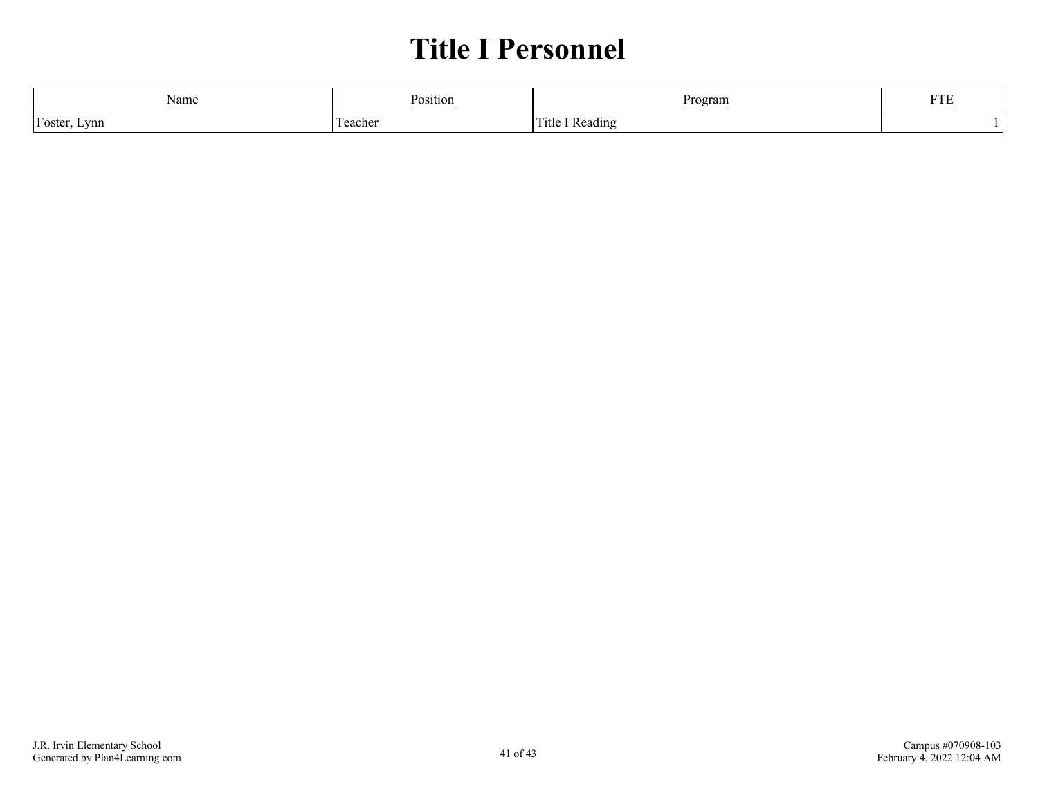# Title I Personnel

| Name | Position | Program | FTE |
|---|---|---|---|
| Foster, Lynn | Teacher | Title I Reading | 1 |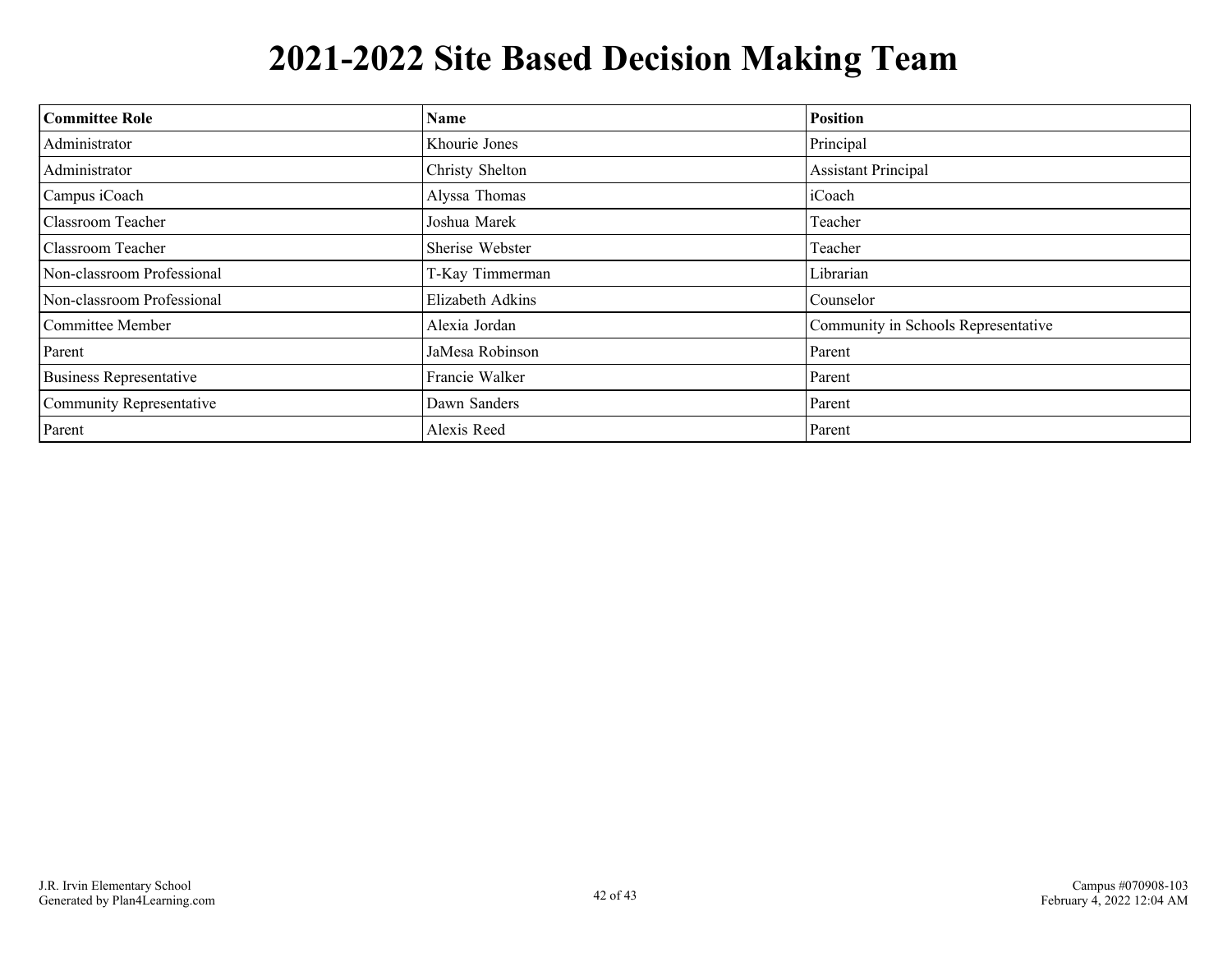# 2021-2022 Site Based Decision Making Team

| Committee Role | Name | Position |
|---|---|---|
| Administrator | Khourie Jones | Principal |
| Administrator | Christy Shelton | Assistant Principal |
| Campus iCoach | Alyssa Thomas | iCoach |
| Classroom Teacher | Joshua Marek | Teacher |
| Classroom Teacher | Sherise Webster | Teacher |
| Non-classroom Professional | T-Kay Timmerman | Librarian |
| Non-classroom Professional | Elizabeth Adkins | Counselor |
| Committee Member | Alexia Jordan | Community in Schools Representative |
| Parent | JaMesa Robinson | Parent |
| Business Representative | Francie Walker | Parent |
| Community Representative | Dawn Sanders | Parent |
| Parent | Alexis Reed | Parent |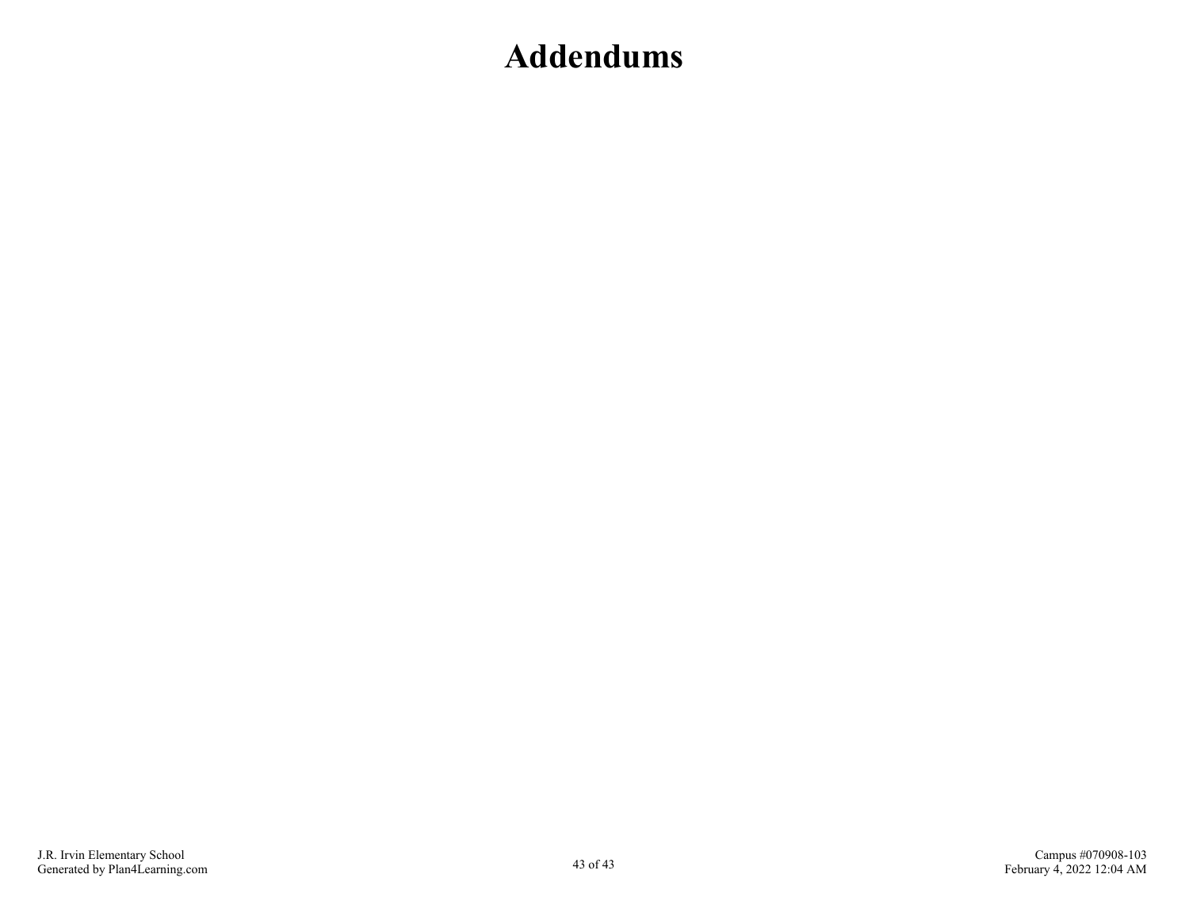# Addendums